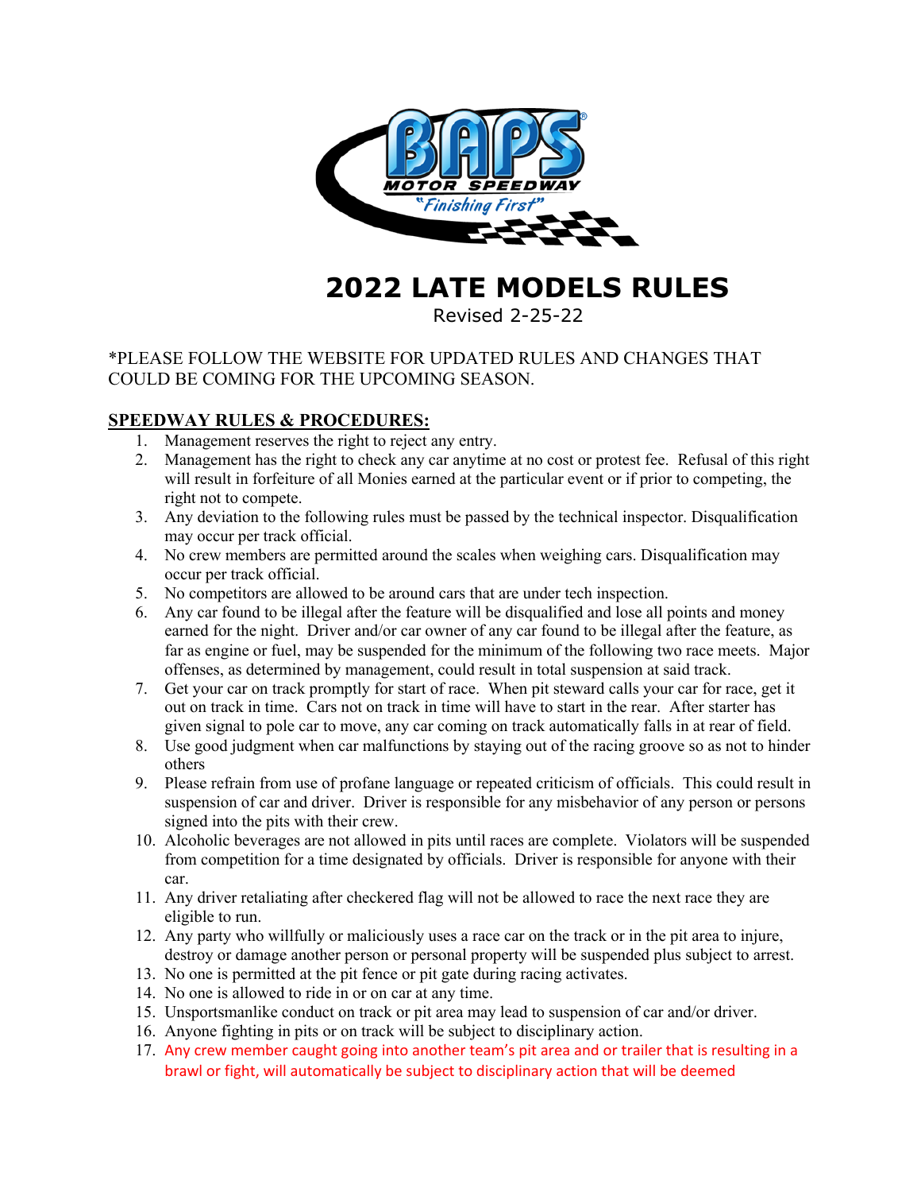# 2022 LATE MODELS RULES

Revised 2-25-22

*PLEASE FOLLOW THE WEBSITE FOR UPDATED RULES AND CHANGES THAT COULD BE COMING FOR THE UPCOMING SEASON.

## SPEEDWAY RULES & PROCEDURES:

1. Management reserves the right to reject any entry.
2. Management has the right to check any car anytime at no cost or protest fee. Refusal of this right will result in forfeiture of all Monies earned at the particular event or if prior to competing, the right not to compete.
3. Any deviation to the following rules must be passed by the technical inspector. Disqualification may occur per track official.
4. No crew members are permitted around the scales when weighing cars. Disqualification may occur per track official.
5. No competitors are allowed to be around cars that are under tech inspection.
6. Any car found to be illegal after the feature will be disqualified and lose all points and money earned for the night. Driver and/or car owner of any car found to be illegal after the feature, as far as engine or fuel, may be suspended for the minimum of the following two race meets. Major offenses, as determined by management, could result in total suspension at said track.
7. Get your car on track promptly for start of race. When pit steward calls your car for race, get it out on track in time. Cars not on track in time will have to start in the rear. After starter has given signal to pole car to move, any car coming on track automatically falls in at rear of field.
8. Use good judgment when car malfunctions by staying out of the racing groove so as not to hinder others
9. Please refrain from use of profane language or repeated criticism of officials. This could result in suspension of car and driver. Driver is responsible for any misbehavior of any person or persons signed into the pits with their crew.
10. Alcoholic beverages are not allowed in pits until races are complete. Violators will be suspended from competition for a time designated by officials. Driver is responsible for anyone with their car.
11. Any driver retaliating after checkered flag will not be allowed to race the next race they are eligible to run.
12. Any party who willfully or maliciously uses a race car on the track or in the pit area to injure, destroy or damage another person or personal property will be suspended plus subject to arrest.
13. No one is permitted at the pit fence or pit gate during racing activates.
14. No one is allowed to ride in or on car at any time.
15. Unsportsmanlike conduct on track or pit area may lead to suspension of car and/or driver.
16. Anyone fighting in pits or on track will be subject to disciplinary action.
17. Any crew member caught going into another team's pit area and or trailer that is resulting in a brawl or fight, will automatically be subject to disciplinary action that will be deemed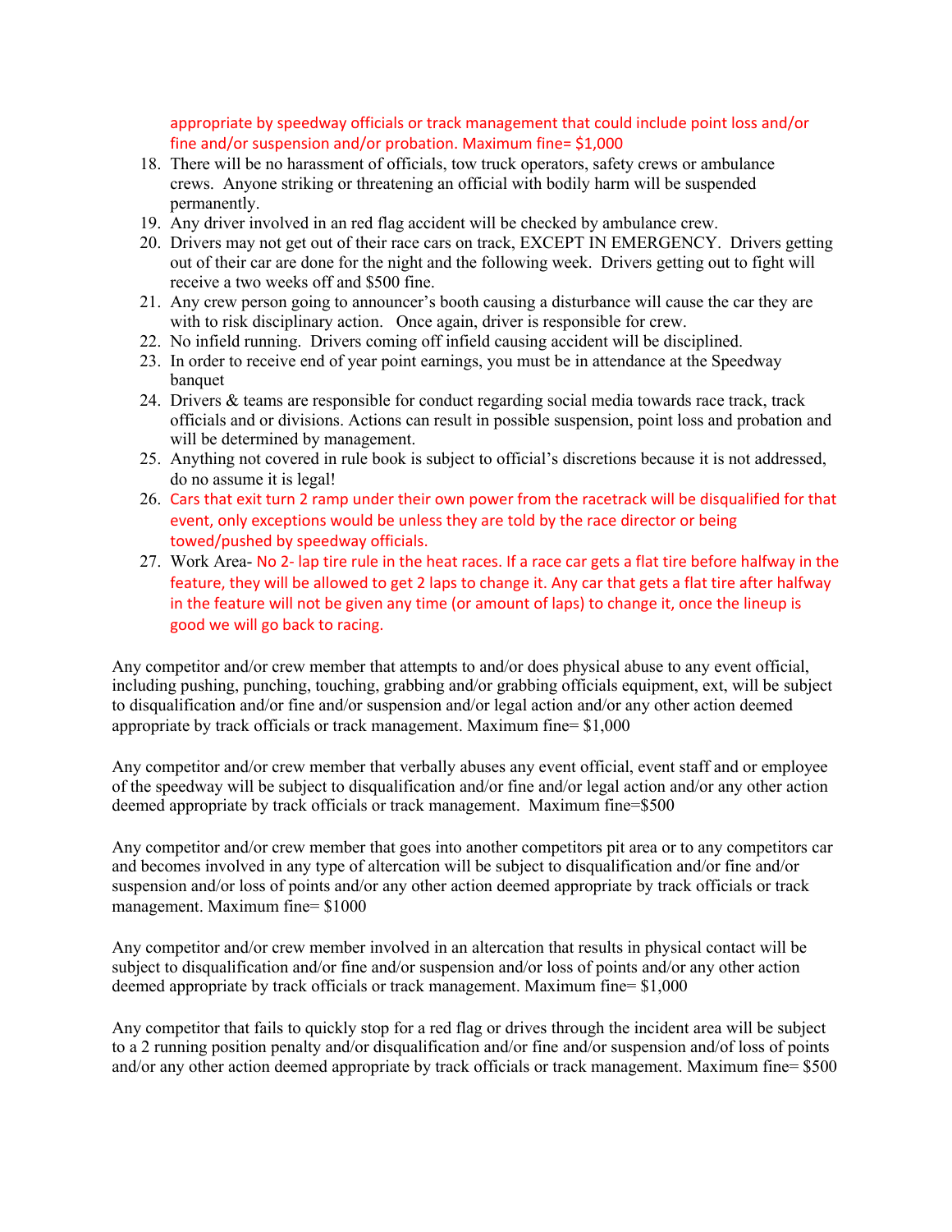appropriate by speedway officials or track management that could include point loss and/or fine and/or suspension and/or probation. Maximum fine= $1,000

18. There will be no harassment of officials, tow truck operators, safety crews or ambulance crews. Anyone striking or threatening an official with bodily harm will be suspended permanently.
19. Any driver involved in an red flag accident will be checked by ambulance crew.
20. Drivers may not get out of their race cars on track, EXCEPT IN EMERGENCY. Drivers getting out of their car are done for the night and the following week. Drivers getting out to fight will receive a two weeks off and $500 fine.
21. Any crew person going to announcer's booth causing a disturbance will cause the car they are with to risk disciplinary action. Once again, driver is responsible for crew.
22. No infield running. Drivers coming off infield causing accident will be disciplined.
23. In order to receive end of year point earnings, you must be in attendance at the Speedway banquet
24. Drivers & teams are responsible for conduct regarding social media towards race track, track officials and or divisions. Actions can result in possible suspension, point loss and probation and will be determined by management.
25. Anything not covered in rule book is subject to official's discretions because it is not addressed, do no assume it is legal!
26. Cars that exit turn 2 ramp under their own power from the racetrack will be disqualified for that event, only exceptions would be unless they are told by the race director or being towed/pushed by speedway officials.
27. Work Area- No 2- lap tire rule in the heat races. If a race car gets a flat tire before halfway in the feature, they will be allowed to get 2 laps to change it. Any car that gets a flat tire after halfway in the feature will not be given any time (or amount of laps) to change it, once the lineup is good we will go back to racing.

Any competitor and/or crew member that attempts to and/or does physical abuse to any event official, including pushing, punching, touching, grabbing and/or grabbing officials equipment, ext, will be subject to disqualification and/or fine and/or suspension and/or legal action and/or any other action deemed appropriate by track officials or track management. Maximum fine= $1,000

Any competitor and/or crew member that verbally abuses any event official, event staff and or employee of the speedway will be subject to disqualification and/or fine and/or legal action and/or any other action deemed appropriate by track officials or track management. Maximum fine=$500

Any competitor and/or crew member that goes into another competitors pit area or to any competitors car and becomes involved in any type of altercation will be subject to disqualification and/or fine and/or suspension and/or loss of points and/or any other action deemed appropriate by track officials or track management. Maximum fine= $1000

Any competitor and/or crew member involved in an altercation that results in physical contact will be subject to disqualification and/or fine and/or suspension and/or loss of points and/or any other action deemed appropriate by track officials or track management. Maximum fine= $1,000

Any competitor that fails to quickly stop for a red flag or drives through the incident area will be subject to a 2 running position penalty and/or disqualification and/or fine and/or suspension and/of loss of points and/or any other action deemed appropriate by track officials or track management. Maximum fine= $500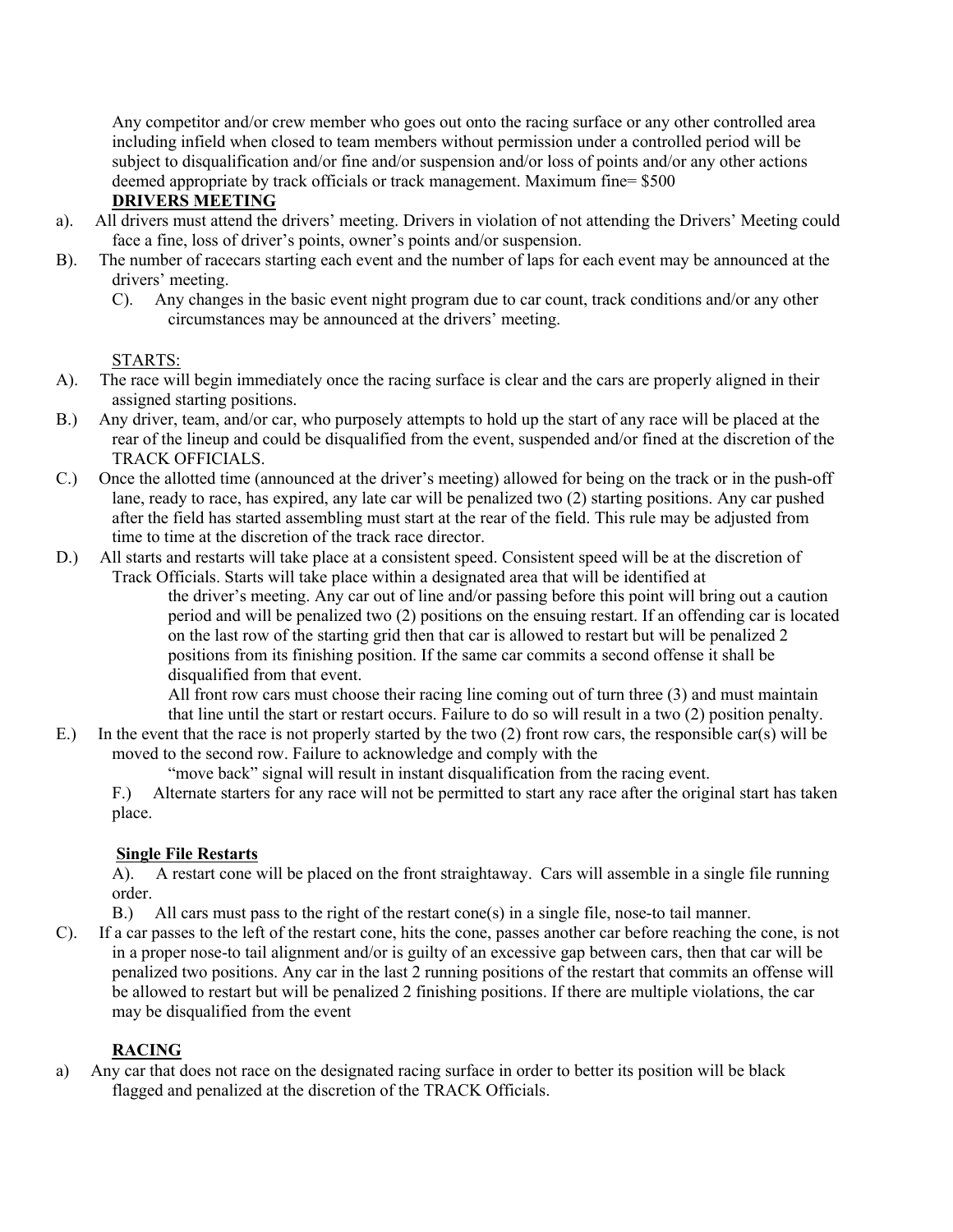Any competitor and/or crew member who goes out onto the racing surface or any other controlled area including infield when closed to team members without permission under a controlled period will be subject to disqualification and/or fine and/or suspension and/or loss of points and/or any other actions deemed appropriate by track officials or track management. Maximum fine= $500

**DRIVERS MEETING**

a). All drivers must attend the drivers' meeting. Drivers in violation of not attending the Drivers' Meeting could face a fine, loss of driver's points, owner's points and/or suspension.

B). The number of racecars starting each event and the number of laps for each event may be announced at the drivers' meeting.

C). Any changes in the basic event night program due to car count, track conditions and/or any other circumstances may be announced at the drivers' meeting.

STARTS:

A). The race will begin immediately once the racing surface is clear and the cars are properly aligned in their assigned starting positions.

B.) Any driver, team, and/or car, who purposely attempts to hold up the start of any race will be placed at the rear of the lineup and could be disqualified from the event, suspended and/or fined at the discretion of the TRACK OFFICIALS.

C.) Once the allotted time (announced at the driver's meeting) allowed for being on the track or in the push-off lane, ready to race, has expired, any late car will be penalized two (2) starting positions. Any car pushed after the field has started assembling must start at the rear of the field. This rule may be adjusted from time to time at the discretion of the track race director.

D.) All starts and restarts will take place at a consistent speed. Consistent speed will be at the discretion of Track Officials. Starts will take place within a designated area that will be identified at the driver's meeting. Any car out of line and/or passing before this point will bring out a caution period and will be penalized two (2) positions on the ensuing restart. If an offending car is located on the last row of the starting grid then that car is allowed to restart but will be penalized 2 positions from its finishing position. If the same car commits a second offense it shall be disqualified from that event.

All front row cars must choose their racing line coming out of turn three (3) and must maintain that line until the start or restart occurs. Failure to do so will result in a two (2) position penalty.

E.) In the event that the race is not properly started by the two (2) front row cars, the responsible car(s) will be moved to the second row. Failure to acknowledge and comply with the "move back" signal will result in instant disqualification from the racing event.

F.) Alternate starters for any race will not be permitted to start any race after the original start has taken place.

**Single File Restarts**

A). A restart cone will be placed on the front straightaway. Cars will assemble in a single file running order.

B.) All cars must pass to the right of the restart cone(s) in a single file, nose-to tail manner.

C). If a car passes to the left of the restart cone, hits the cone, passes another car before reaching the cone, is not in a proper nose-to tail alignment and/or is guilty of an excessive gap between cars, then that car will be penalized two positions. Any car in the last 2 running positions of the restart that commits an offense will be allowed to restart but will be penalized 2 finishing positions. If there are multiple violations, the car may be disqualified from the event

**RACING**

a) Any car that does not race on the designated racing surface in order to better its position will be black flagged and penalized at the discretion of the TRACK Officials.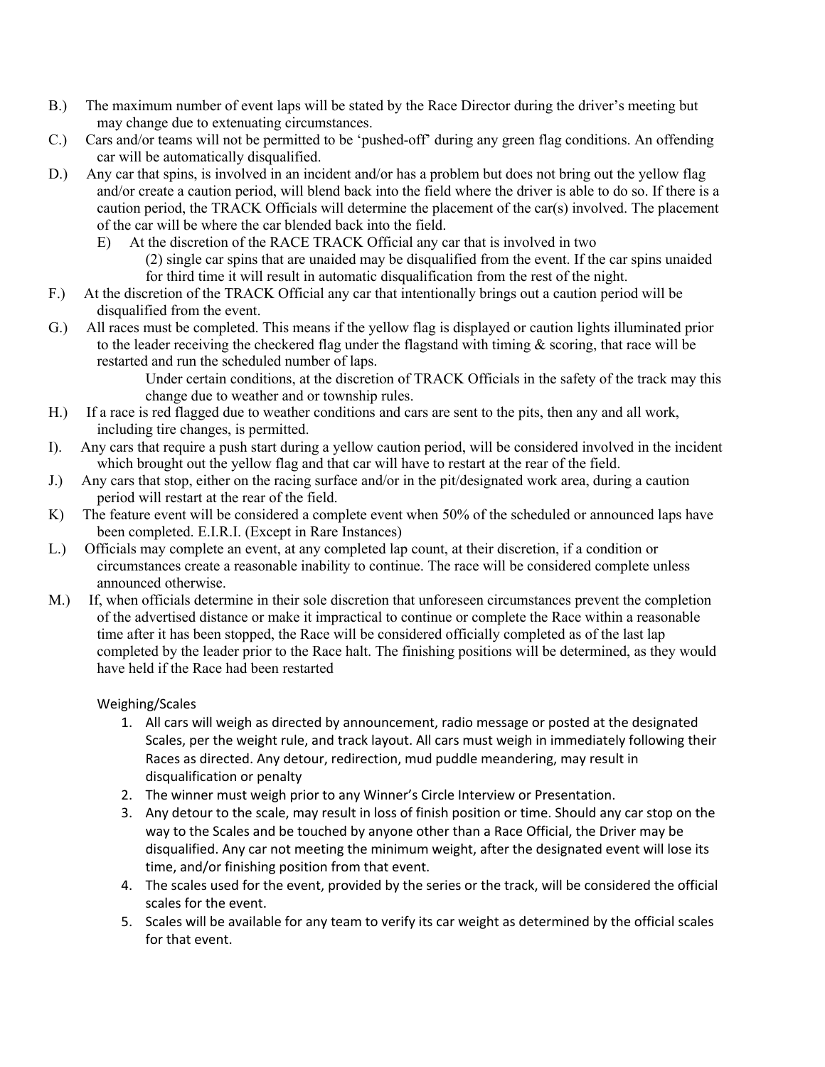B.) The maximum number of event laps will be stated by the Race Director during the driver's meeting but may change due to extenuating circumstances.

C.) Cars and/or teams will not be permitted to be 'pushed-off' during any green flag conditions. An offending car will be automatically disqualified.

D.) Any car that spins, is involved in an incident and/or has a problem but does not bring out the yellow flag and/or create a caution period, will blend back into the field where the driver is able to do so. If there is a caution period, the TRACK Officials will determine the placement of the car(s) involved. The placement of the car will be where the car blended back into the field.

E) At the discretion of the RACE TRACK Official any car that is involved in two (2) single car spins that are unaided may be disqualified from the event. If the car spins unaided for third time it will result in automatic disqualification from the rest of the night.

F.) At the discretion of the TRACK Official any car that intentionally brings out a caution period will be disqualified from the event.

G.) All races must be completed. This means if the yellow flag is displayed or caution lights illuminated prior to the leader receiving the checkered flag under the flagstand with timing & scoring, that race will be restarted and run the scheduled number of laps.

Under certain conditions, at the discretion of TRACK Officials in the safety of the track may this change due to weather and or township rules.

H.) If a race is red flagged due to weather conditions and cars are sent to the pits, then any and all work, including tire changes, is permitted.

I). Any cars that require a push start during a yellow caution period, will be considered involved in the incident which brought out the yellow flag and that car will have to restart at the rear of the field.

J.) Any cars that stop, either on the racing surface and/or in the pit/designated work area, during a caution period will restart at the rear of the field.

K) The feature event will be considered a complete event when 50% of the scheduled or announced laps have been completed. E.I.R.I. (Except in Rare Instances)

L.) Officials may complete an event, at any completed lap count, at their discretion, if a condition or circumstances create a reasonable inability to continue. The race will be considered complete unless announced otherwise.

M.) If, when officials determine in their sole discretion that unforeseen circumstances prevent the completion of the advertised distance or make it impractical to continue or complete the Race within a reasonable time after it has been stopped, the Race will be considered officially completed as of the last lap completed by the leader prior to the Race halt. The finishing positions will be determined, as they would have held if the Race had been restarted

Weighing/Scales

1. All cars will weigh as directed by announcement, radio message or posted at the designated Scales, per the weight rule, and track layout. All cars must weigh in immediately following their Races as directed. Any detour, redirection, mud puddle meandering, may result in disqualification or penalty
2. The winner must weigh prior to any Winner's Circle Interview or Presentation.
3. Any detour to the scale, may result in loss of finish position or time. Should any car stop on the way to the Scales and be touched by anyone other than a Race Official, the Driver may be disqualified. Any car not meeting the minimum weight, after the designated event will lose its time, and/or finishing position from that event.
4. The scales used for the event, provided by the series or the track, will be considered the official scales for the event.
5. Scales will be available for any team to verify its car weight as determined by the official scales for that event.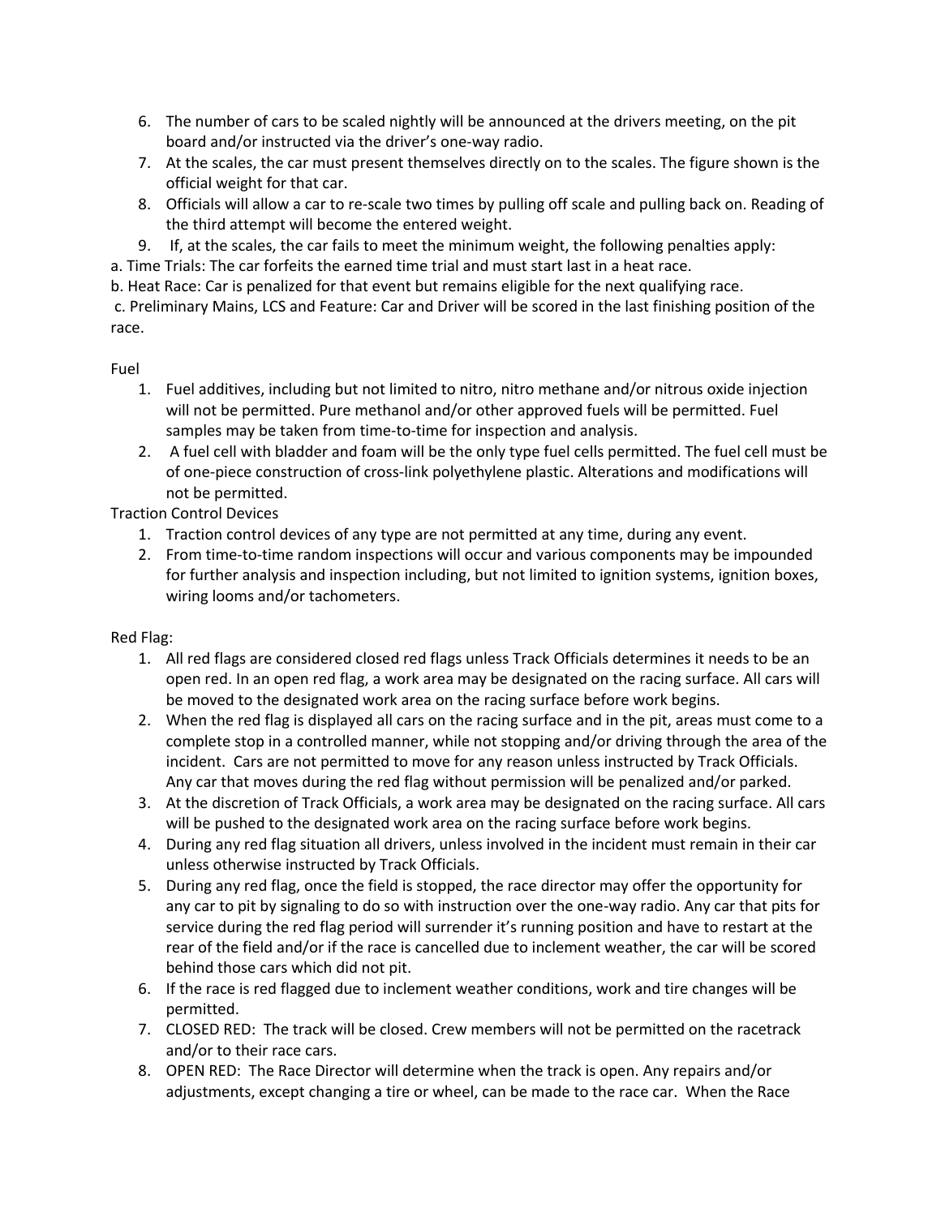6. The number of cars to be scaled nightly will be announced at the drivers meeting, on the pit board and/or instructed via the driver's one-way radio.
7. At the scales, the car must present themselves directly on to the scales. The figure shown is the official weight for that car.
8. Officials will allow a car to re-scale two times by pulling off scale and pulling back on. Reading of the third attempt will become the entered weight.
9. If, at the scales, the car fails to meet the minimum weight, the following penalties apply:

a. Time Trials: The car forfeits the earned time trial and must start last in a heat race.
b. Heat Race: Car is penalized for that event but remains eligible for the next qualifying race.
c. Preliminary Mains, LCS and Feature: Car and Driver will be scored in the last finishing position of the race.

Fuel

1. Fuel additives, including but not limited to nitro, nitro methane and/or nitrous oxide injection will not be permitted. Pure methanol and/or other approved fuels will be permitted. Fuel samples may be taken from time-to-time for inspection and analysis.
2. A fuel cell with bladder and foam will be the only type fuel cells permitted. The fuel cell must be of one-piece construction of cross-link polyethylene plastic. Alterations and modifications will not be permitted.

Traction Control Devices

1. Traction control devices of any type are not permitted at any time, during any event.
2. From time-to-time random inspections will occur and various components may be impounded for further analysis and inspection including, but not limited to ignition systems, ignition boxes, wiring looms and/or tachometers.

Red Flag:

1. All red flags are considered closed red flags unless Track Officials determines it needs to be an open red. In an open red flag, a work area may be designated on the racing surface. All cars will be moved to the designated work area on the racing surface before work begins.
2. When the red flag is displayed all cars on the racing surface and in the pit, areas must come to a complete stop in a controlled manner, while not stopping and/or driving through the area of the incident. Cars are not permitted to move for any reason unless instructed by Track Officials. Any car that moves during the red flag without permission will be penalized and/or parked.
3. At the discretion of Track Officials, a work area may be designated on the racing surface. All cars will be pushed to the designated work area on the racing surface before work begins.
4. During any red flag situation all drivers, unless involved in the incident must remain in their car unless otherwise instructed by Track Officials.
5. During any red flag, once the field is stopped, the race director may offer the opportunity for any car to pit by signaling to do so with instruction over the one-way radio. Any car that pits for service during the red flag period will surrender it's running position and have to restart at the rear of the field and/or if the race is cancelled due to inclement weather, the car will be scored behind those cars which did not pit.
6. If the race is red flagged due to inclement weather conditions, work and tire changes will be permitted.
7. CLOSED RED: The track will be closed. Crew members will not be permitted on the racetrack and/or to their race cars.
8. OPEN RED: The Race Director will determine when the track is open. Any repairs and/or adjustments, except changing a tire or wheel, can be made to the race car. When the Race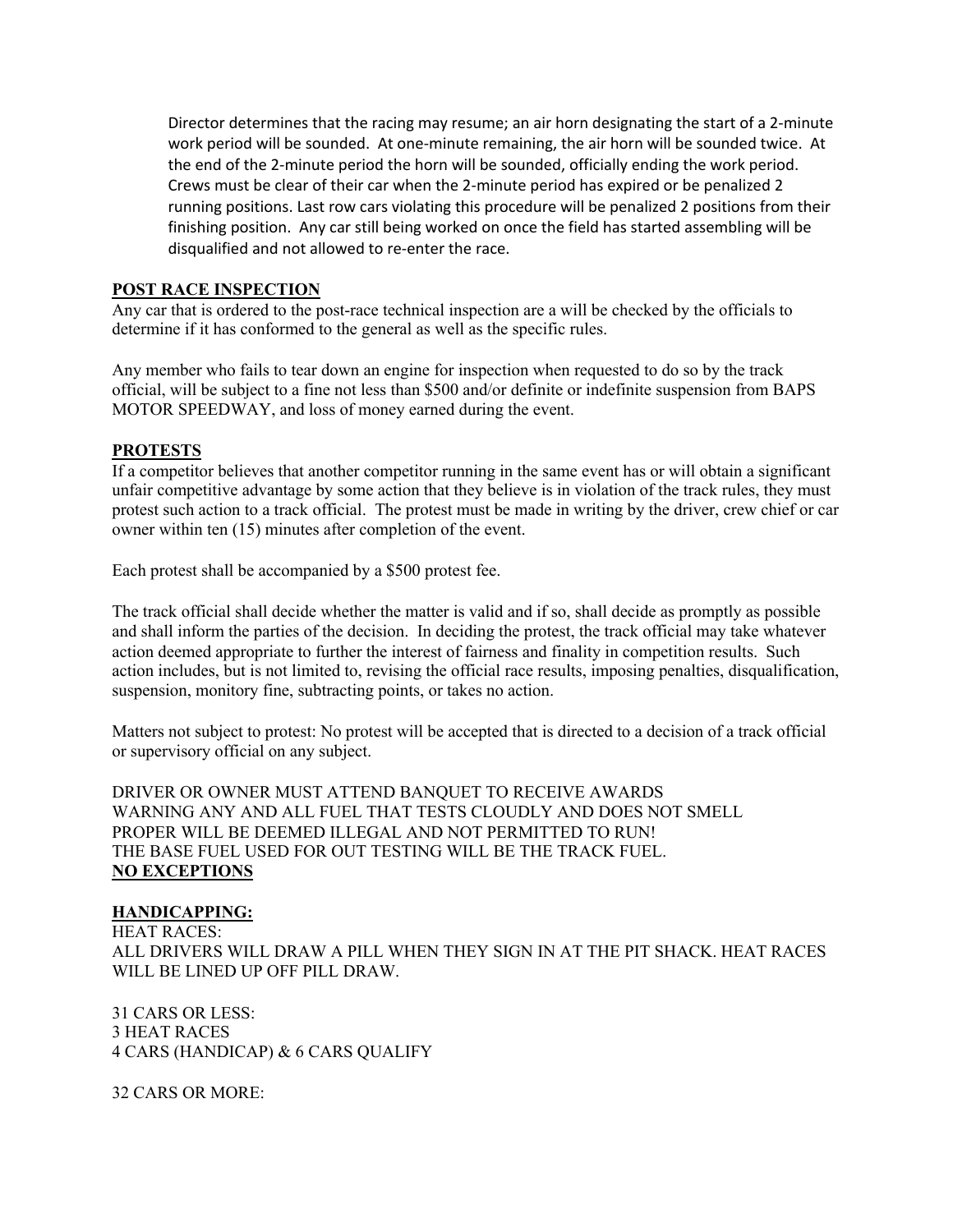Director determines that the racing may resume; an air horn designating the start of a 2-minute work period will be sounded. At one-minute remaining, the air horn will be sounded twice. At the end of the 2-minute period the horn will be sounded, officially ending the work period. Crews must be clear of their car when the 2-minute period has expired or be penalized 2 running positions. Last row cars violating this procedure will be penalized 2 positions from their finishing position. Any car still being worked on once the field has started assembling will be disqualified and not allowed to re-enter the race.

**POST RACE INSPECTION**

Any car that is ordered to the post-race technical inspection are a will be checked by the officials to determine if it has conformed to the general as well as the specific rules.

Any member who fails to tear down an engine for inspection when requested to do so by the track official, will be subject to a fine not less than $500 and/or definite or indefinite suspension from BAPS MOTOR SPEEDWAY, and loss of money earned during the event.

**PROTESTS**

If a competitor believes that another competitor running in the same event has or will obtain a significant unfair competitive advantage by some action that they believe is in violation of the track rules, they must protest such action to a track official. The protest must be made in writing by the driver, crew chief or car owner within ten (15) minutes after completion of the event.

Each protest shall be accompanied by a $500 protest fee.

The track official shall decide whether the matter is valid and if so, shall decide as promptly as possible and shall inform the parties of the decision. In deciding the protest, the track official may take whatever action deemed appropriate to further the interest of fairness and finality in competition results. Such action includes, but is not limited to, revising the official race results, imposing penalties, disqualification, suspension, monitory fine, subtracting points, or takes no action.

Matters not subject to protest: No protest will be accepted that is directed to a decision of a track official or supervisory official on any subject.

DRIVER OR OWNER MUST ATTEND BANQUET TO RECEIVE AWARDS
WARNING ANY AND ALL FUEL THAT TESTS CLOUDLY AND DOES NOT SMELL PROPER WILL BE DEEMED ILLEGAL AND NOT PERMITTED TO RUN!
THE BASE FUEL USED FOR OUT TESTING WILL BE THE TRACK FUEL.
**NO EXCEPTIONS**

**HANDICAPPING:**

HEAT RACES:
ALL DRIVERS WILL DRAW A PILL WHEN THEY SIGN IN AT THE PIT SHACK. HEAT RACES WILL BE LINED UP OFF PILL DRAW.

31 CARS OR LESS:
3 HEAT RACES
4 CARS (HANDICAP) & 6 CARS QUALIFY

32 CARS OR MORE: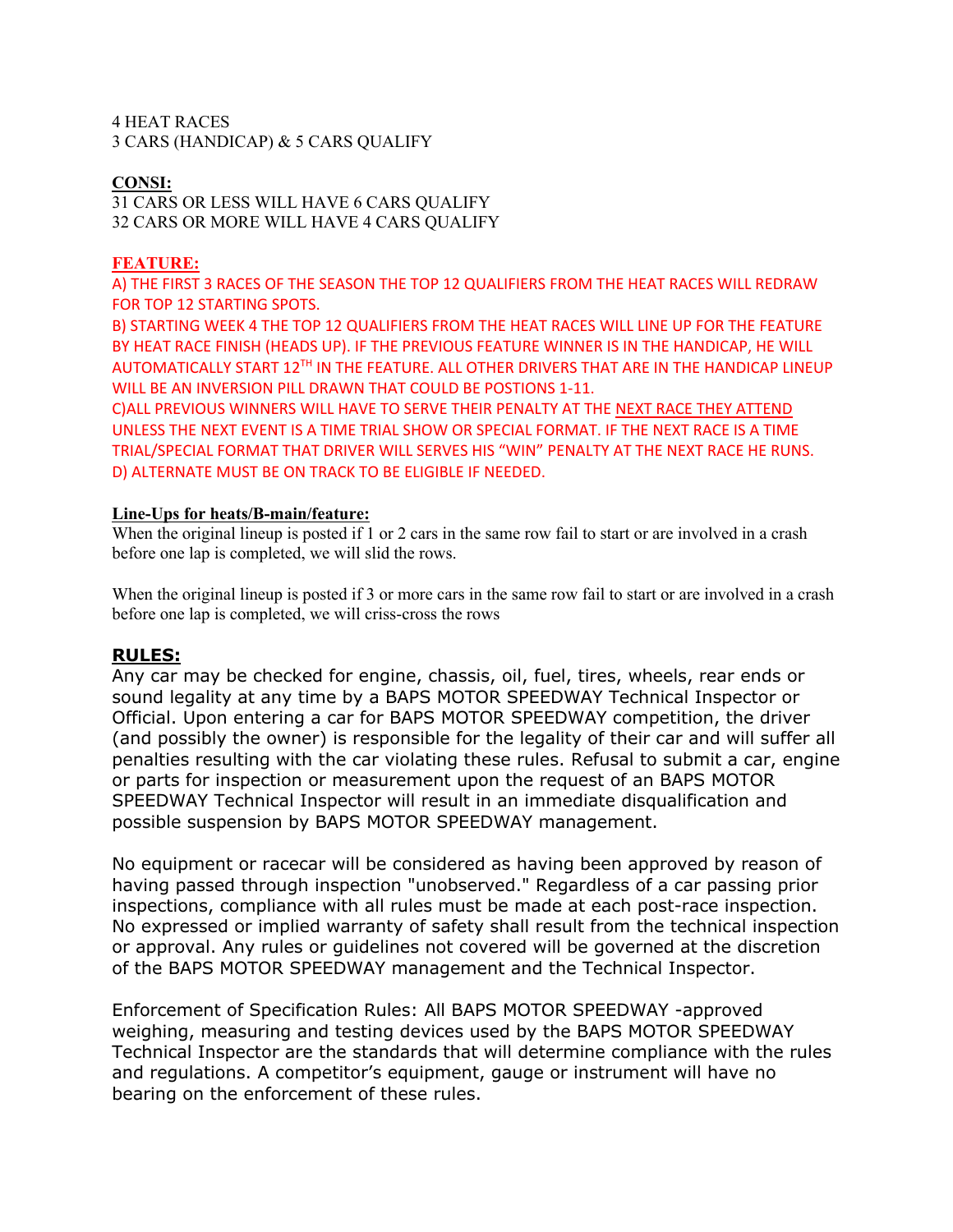4 HEAT RACES
3 CARS (HANDICAP) & 5 CARS QUALIFY

**CONSI:**
31 CARS OR LESS WILL HAVE 6 CARS QUALIFY
32 CARS OR MORE WILL HAVE 4 CARS QUALIFY

**FEATURE:**
A) THE FIRST 3 RACES OF THE SEASON THE TOP 12 QUALIFIERS FROM THE HEAT RACES WILL REDRAW FOR TOP 12 STARTING SPOTS.
B) STARTING WEEK 4 THE TOP 12 QUALIFIERS FROM THE HEAT RACES WILL LINE UP FOR THE FEATURE BY HEAT RACE FINISH (HEADS UP). IF THE PREVIOUS FEATURE WINNER IS IN THE HANDICAP, HE WILL AUTOMATICALLY START 12TH IN THE FEATURE. ALL OTHER DRIVERS THAT ARE IN THE HANDICAP LINEUP WILL BE AN INVERSION PILL DRAWN THAT COULD BE POSTIONS 1-11.
C)ALL PREVIOUS WINNERS WILL HAVE TO SERVE THEIR PENALTY AT THE NEXT RACE THEY ATTEND UNLESS THE NEXT EVENT IS A TIME TRIAL SHOW OR SPECIAL FORMAT. IF THE NEXT RACE IS A TIME TRIAL/SPECIAL FORMAT THAT DRIVER WILL SERVES HIS "WIN" PENALTY AT THE NEXT RACE HE RUNS.
D) ALTERNATE MUST BE ON TRACK TO BE ELIGIBLE IF NEEDED.

**Line-Ups for heats/B-main/feature:**
When the original lineup is posted if 1 or 2 cars in the same row fail to start or are involved in a crash before one lap is completed, we will slid the rows.

When the original lineup is posted if 3 or more cars in the same row fail to start or are involved in a crash before one lap is completed, we will criss-cross the rows

**RULES:**
Any car may be checked for engine, chassis, oil, fuel, tires, wheels, rear ends or sound legality at any time by a BAPS MOTOR SPEEDWAY Technical Inspector or Official. Upon entering a car for BAPS MOTOR SPEEDWAY competition, the driver (and possibly the owner) is responsible for the legality of their car and will suffer all penalties resulting with the car violating these rules. Refusal to submit a car, engine or parts for inspection or measurement upon the request of an BAPS MOTOR SPEEDWAY Technical Inspector will result in an immediate disqualification and possible suspension by BAPS MOTOR SPEEDWAY management.

No equipment or racecar will be considered as having been approved by reason of having passed through inspection "unobserved." Regardless of a car passing prior inspections, compliance with all rules must be made at each post-race inspection. No expressed or implied warranty of safety shall result from the technical inspection or approval. Any rules or guidelines not covered will be governed at the discretion of the BAPS MOTOR SPEEDWAY management and the Technical Inspector.

Enforcement of Specification Rules: All BAPS MOTOR SPEEDWAY -approved weighing, measuring and testing devices used by the BAPS MOTOR SPEEDWAY Technical Inspector are the standards that will determine compliance with the rules and regulations. A competitor's equipment, gauge or instrument will have no bearing on the enforcement of these rules.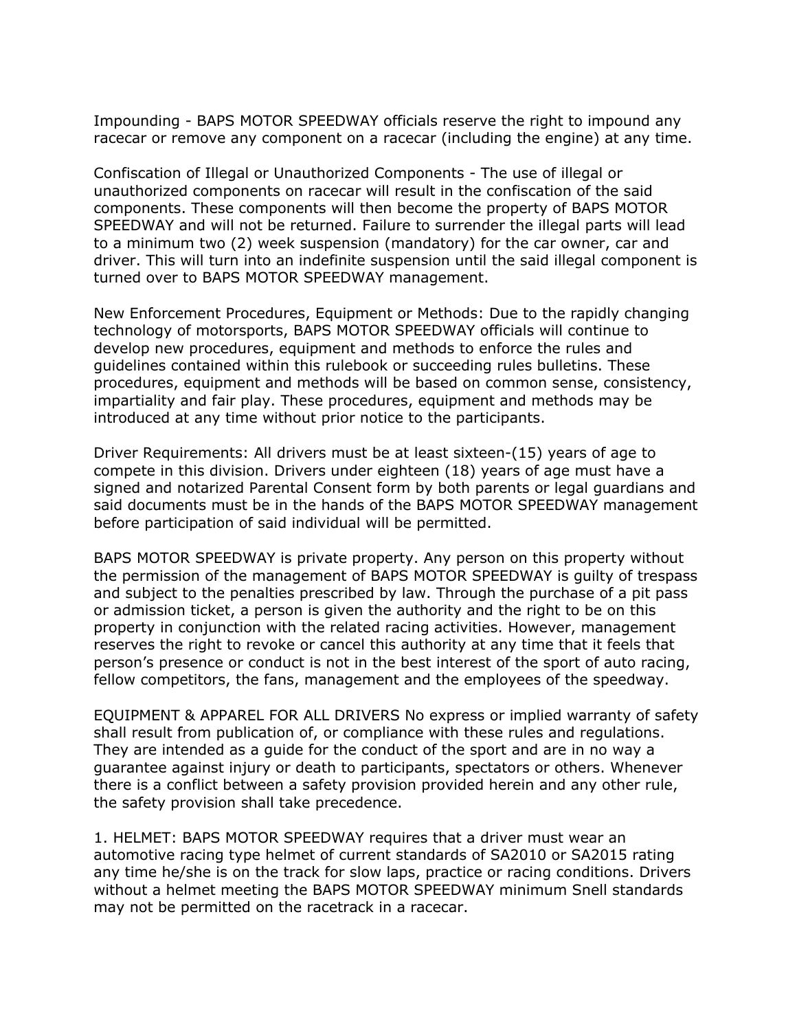Impounding - BAPS MOTOR SPEEDWAY officials reserve the right to impound any racecar or remove any component on a racecar (including the engine) at any time.

Confiscation of Illegal or Unauthorized Components - The use of illegal or unauthorized components on racecar will result in the confiscation of the said components. These components will then become the property of BAPS MOTOR SPEEDWAY and will not be returned. Failure to surrender the illegal parts will lead to a minimum two (2) week suspension (mandatory) for the car owner, car and driver. This will turn into an indefinite suspension until the said illegal component is turned over to BAPS MOTOR SPEEDWAY management.

New Enforcement Procedures, Equipment or Methods: Due to the rapidly changing technology of motorsports, BAPS MOTOR SPEEDWAY officials will continue to develop new procedures, equipment and methods to enforce the rules and guidelines contained within this rulebook or succeeding rules bulletins. These procedures, equipment and methods will be based on common sense, consistency, impartiality and fair play. These procedures, equipment and methods may be introduced at any time without prior notice to the participants.

Driver Requirements: All drivers must be at least sixteen-(15) years of age to compete in this division. Drivers under eighteen (18) years of age must have a signed and notarized Parental Consent form by both parents or legal guardians and said documents must be in the hands of the BAPS MOTOR SPEEDWAY management before participation of said individual will be permitted.

BAPS MOTOR SPEEDWAY is private property. Any person on this property without the permission of the management of BAPS MOTOR SPEEDWAY is guilty of trespass and subject to the penalties prescribed by law. Through the purchase of a pit pass or admission ticket, a person is given the authority and the right to be on this property in conjunction with the related racing activities. However, management reserves the right to revoke or cancel this authority at any time that it feels that person's presence or conduct is not in the best interest of the sport of auto racing, fellow competitors, the fans, management and the employees of the speedway.

EQUIPMENT & APPAREL FOR ALL DRIVERS No express or implied warranty of safety shall result from publication of, or compliance with these rules and regulations. They are intended as a guide for the conduct of the sport and are in no way a guarantee against injury or death to participants, spectators or others. Whenever there is a conflict between a safety provision provided herein and any other rule, the safety provision shall take precedence.

1. HELMET: BAPS MOTOR SPEEDWAY requires that a driver must wear an automotive racing type helmet of current standards of SA2010 or SA2015 rating any time he/she is on the track for slow laps, practice or racing conditions. Drivers without a helmet meeting the BAPS MOTOR SPEEDWAY minimum Snell standards may not be permitted on the racetrack in a racecar.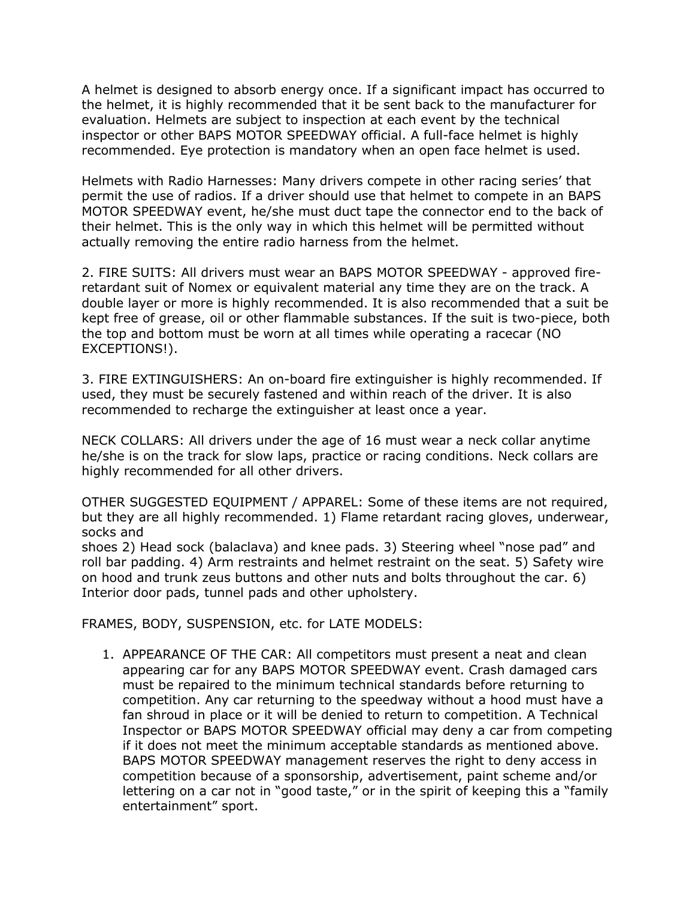A helmet is designed to absorb energy once. If a significant impact has occurred to the helmet, it is highly recommended that it be sent back to the manufacturer for evaluation. Helmets are subject to inspection at each event by the technical inspector or other BAPS MOTOR SPEEDWAY official. A full-face helmet is highly recommended. Eye protection is mandatory when an open face helmet is used.

Helmets with Radio Harnesses: Many drivers compete in other racing series' that permit the use of radios. If a driver should use that helmet to compete in an BAPS MOTOR SPEEDWAY event, he/she must duct tape the connector end to the back of their helmet. This is the only way in which this helmet will be permitted without actually removing the entire radio harness from the helmet.

2. FIRE SUITS: All drivers must wear an BAPS MOTOR SPEEDWAY - approved fire-retardant suit of Nomex or equivalent material any time they are on the track. A double layer or more is highly recommended. It is also recommended that a suit be kept free of grease, oil or other flammable substances. If the suit is two-piece, both the top and bottom must be worn at all times while operating a racecar (NO EXCEPTIONS!).

3. FIRE EXTINGUISHERS: An on-board fire extinguisher is highly recommended. If used, they must be securely fastened and within reach of the driver. It is also recommended to recharge the extinguisher at least once a year.

NECK COLLARS: All drivers under the age of 16 must wear a neck collar anytime he/she is on the track for slow laps, practice or racing conditions. Neck collars are highly recommended for all other drivers.

OTHER SUGGESTED EQUIPMENT / APPAREL: Some of these items are not required, but they are all highly recommended. 1) Flame retardant racing gloves, underwear, socks and shoes 2) Head sock (balaclava) and knee pads. 3) Steering wheel "nose pad" and roll bar padding. 4) Arm restraints and helmet restraint on the seat. 5) Safety wire on hood and trunk zeus buttons and other nuts and bolts throughout the car. 6) Interior door pads, tunnel pads and other upholstery.

FRAMES, BODY, SUSPENSION, etc. for LATE MODELS:

1. APPEARANCE OF THE CAR: All competitors must present a neat and clean appearing car for any BAPS MOTOR SPEEDWAY event. Crash damaged cars must be repaired to the minimum technical standards before returning to competition. Any car returning to the speedway without a hood must have a fan shroud in place or it will be denied to return to competition. A Technical Inspector or BAPS MOTOR SPEEDWAY official may deny a car from competing if it does not meet the minimum acceptable standards as mentioned above. BAPS MOTOR SPEEDWAY management reserves the right to deny access in competition because of a sponsorship, advertisement, paint scheme and/or lettering on a car not in "good taste," or in the spirit of keeping this a "family entertainment" sport.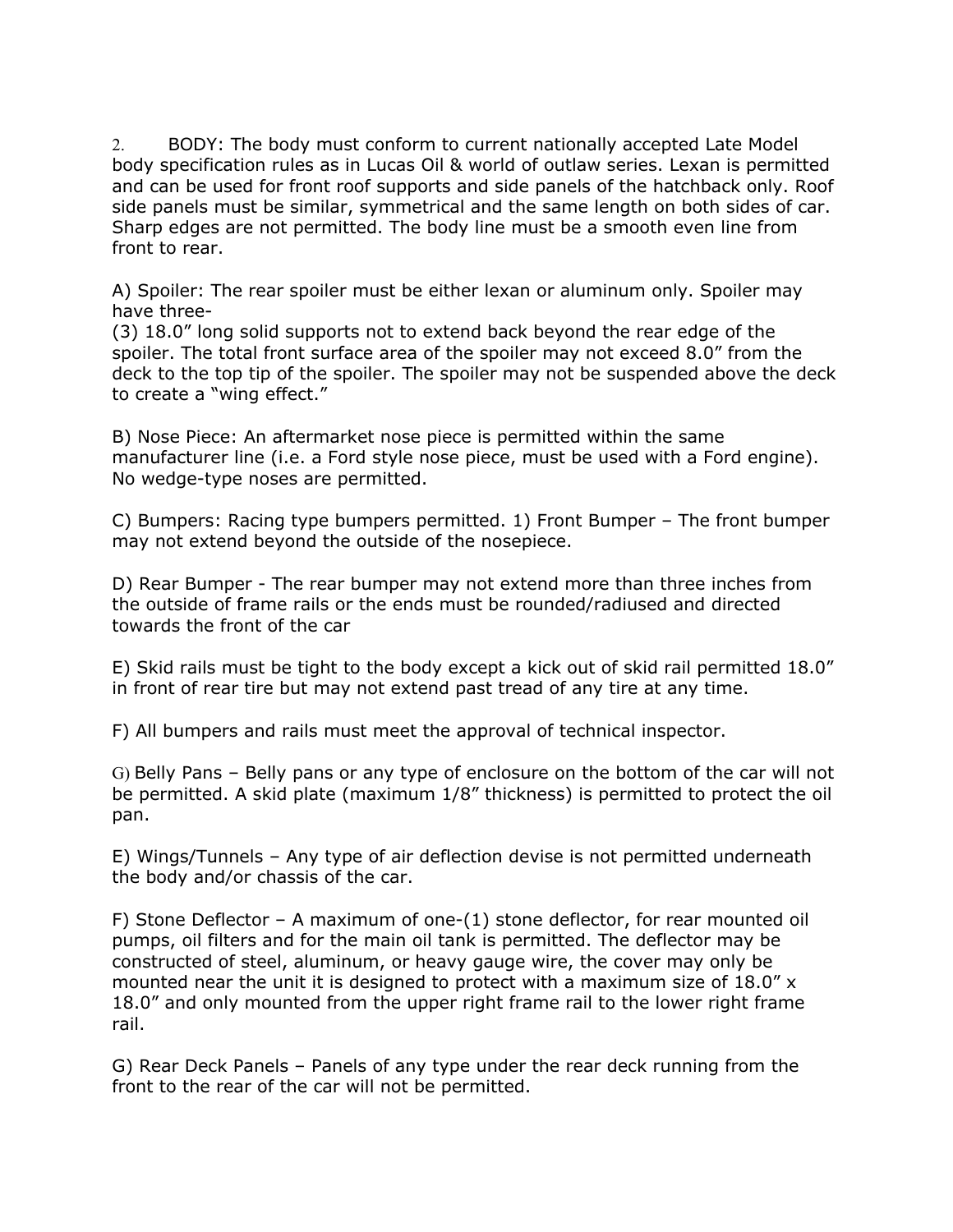2. BODY: The body must conform to current nationally accepted Late Model body specification rules as in Lucas Oil & world of outlaw series. Lexan is permitted and can be used for front roof supports and side panels of the hatchback only. Roof side panels must be similar, symmetrical and the same length on both sides of car. Sharp edges are not permitted. The body line must be a smooth even line from front to rear.

A) Spoiler: The rear spoiler must be either lexan or aluminum only. Spoiler may have three-
(3) 18.0" long solid supports not to extend back beyond the rear edge of the spoiler. The total front surface area of the spoiler may not exceed 8.0" from the deck to the top tip of the spoiler. The spoiler may not be suspended above the deck to create a "wing effect."

B) Nose Piece: An aftermarket nose piece is permitted within the same manufacturer line (i.e. a Ford style nose piece, must be used with a Ford engine). No wedge-type noses are permitted.

C) Bumpers: Racing type bumpers permitted. 1) Front Bumper – The front bumper may not extend beyond the outside of the nosepiece.

D) Rear Bumper - The rear bumper may not extend more than three inches from the outside of frame rails or the ends must be rounded/radiused and directed towards the front of the car

E) Skid rails must be tight to the body except a kick out of skid rail permitted 18.0" in front of rear tire but may not extend past tread of any tire at any time.

F) All bumpers and rails must meet the approval of technical inspector.

G) Belly Pans – Belly pans or any type of enclosure on the bottom of the car will not be permitted. A skid plate (maximum 1/8" thickness) is permitted to protect the oil pan.

E) Wings/Tunnels – Any type of air deflection devise is not permitted underneath the body and/or chassis of the car.

F) Stone Deflector – A maximum of one-(1) stone deflector, for rear mounted oil pumps, oil filters and for the main oil tank is permitted. The deflector may be constructed of steel, aluminum, or heavy gauge wire, the cover may only be mounted near the unit it is designed to protect with a maximum size of 18.0" x 18.0" and only mounted from the upper right frame rail to the lower right frame rail.

G) Rear Deck Panels – Panels of any type under the rear deck running from the front to the rear of the car will not be permitted.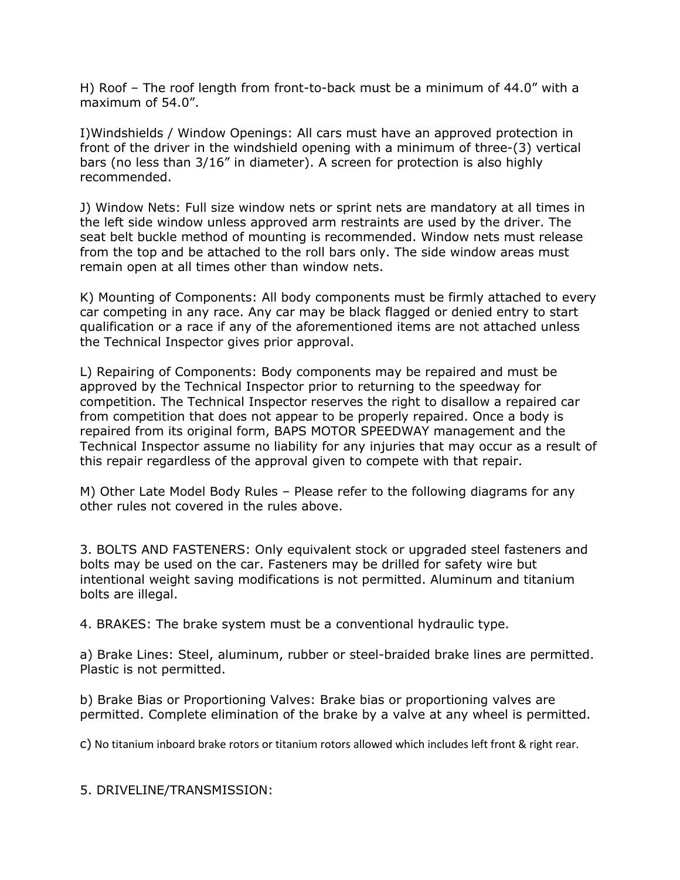H) Roof – The roof length from front-to-back must be a minimum of 44.0” with a maximum of 54.0”.

I)Windshields / Window Openings: All cars must have an approved protection in front of the driver in the windshield opening with a minimum of three-(3) vertical bars (no less than 3/16” in diameter). A screen for protection is also highly recommended.

J) Window Nets: Full size window nets or sprint nets are mandatory at all times in the left side window unless approved arm restraints are used by the driver. The seat belt buckle method of mounting is recommended. Window nets must release from the top and be attached to the roll bars only. The side window areas must remain open at all times other than window nets.

K) Mounting of Components: All body components must be firmly attached to every car competing in any race. Any car may be black flagged or denied entry to start qualification or a race if any of the aforementioned items are not attached unless the Technical Inspector gives prior approval.

L) Repairing of Components: Body components may be repaired and must be approved by the Technical Inspector prior to returning to the speedway for competition. The Technical Inspector reserves the right to disallow a repaired car from competition that does not appear to be properly repaired. Once a body is repaired from its original form, BAPS MOTOR SPEEDWAY management and the Technical Inspector assume no liability for any injuries that may occur as a result of this repair regardless of the approval given to compete with that repair.

M) Other Late Model Body Rules – Please refer to the following diagrams for any other rules not covered in the rules above.

3. BOLTS AND FASTENERS: Only equivalent stock or upgraded steel fasteners and bolts may be used on the car. Fasteners may be drilled for safety wire but intentional weight saving modifications is not permitted. Aluminum and titanium bolts are illegal.

4. BRAKES: The brake system must be a conventional hydraulic type.

a) Brake Lines: Steel, aluminum, rubber or steel-braided brake lines are permitted. Plastic is not permitted.

b) Brake Bias or Proportioning Valves: Brake bias or proportioning valves are permitted. Complete elimination of the brake by a valve at any wheel is permitted.

c) No titanium inboard brake rotors or titanium rotors allowed which includes left front & right rear.

5. DRIVELINE/TRANSMISSION: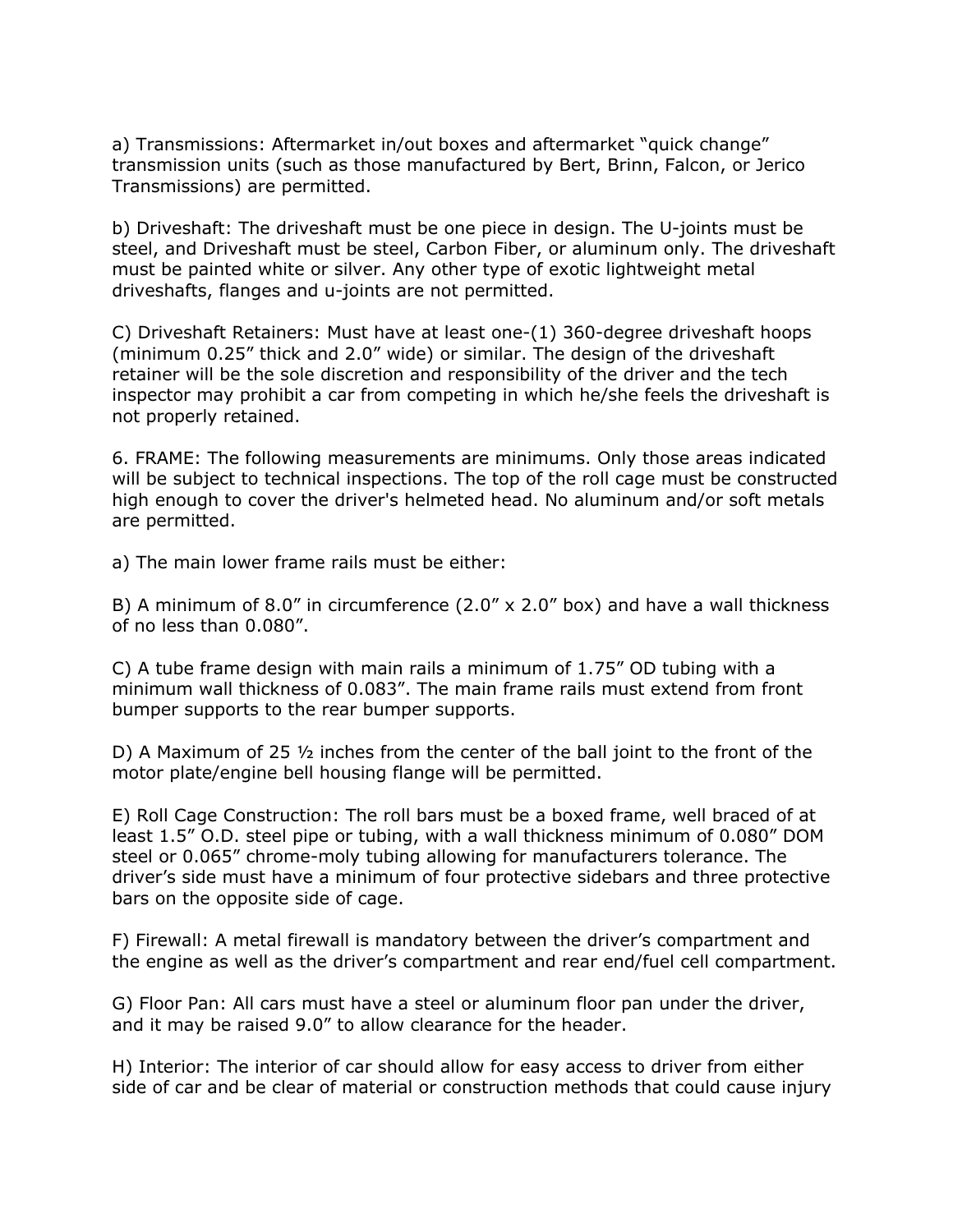a) Transmissions: Aftermarket in/out boxes and aftermarket “quick change” transmission units (such as those manufactured by Bert, Brinn, Falcon, or Jerico Transmissions) are permitted.

b) Driveshaft: The driveshaft must be one piece in design. The U-joints must be steel, and Driveshaft must be steel, Carbon Fiber, or aluminum only. The driveshaft must be painted white or silver. Any other type of exotic lightweight metal driveshafts, flanges and u-joints are not permitted.

C) Driveshaft Retainers: Must have at least one-(1) 360-degree driveshaft hoops (minimum 0.25” thick and 2.0” wide) or similar. The design of the driveshaft retainer will be the sole discretion and responsibility of the driver and the tech inspector may prohibit a car from competing in which he/she feels the driveshaft is not properly retained.

6. FRAME: The following measurements are minimums. Only those areas indicated will be subject to technical inspections. The top of the roll cage must be constructed high enough to cover the driver's helmeted head. No aluminum and/or soft metals are permitted.

a) The main lower frame rails must be either:

B) A minimum of 8.0” in circumference (2.0” x 2.0” box) and have a wall thickness of no less than 0.080”.

C) A tube frame design with main rails a minimum of 1.75” OD tubing with a minimum wall thickness of 0.083”. The main frame rails must extend from front bumper supports to the rear bumper supports.

D) A Maximum of 25 ½ inches from the center of the ball joint to the front of the motor plate/engine bell housing flange will be permitted.

E) Roll Cage Construction: The roll bars must be a boxed frame, well braced of at least 1.5” O.D. steel pipe or tubing, with a wall thickness minimum of 0.080” DOM steel or 0.065” chrome-moly tubing allowing for manufacturers tolerance. The driver’s side must have a minimum of four protective sidebars and three protective bars on the opposite side of cage.

F) Firewall: A metal firewall is mandatory between the driver’s compartment and the engine as well as the driver’s compartment and rear end/fuel cell compartment.

G) Floor Pan: All cars must have a steel or aluminum floor pan under the driver, and it may be raised 9.0” to allow clearance for the header.

H) Interior: The interior of car should allow for easy access to driver from either side of car and be clear of material or construction methods that could cause injury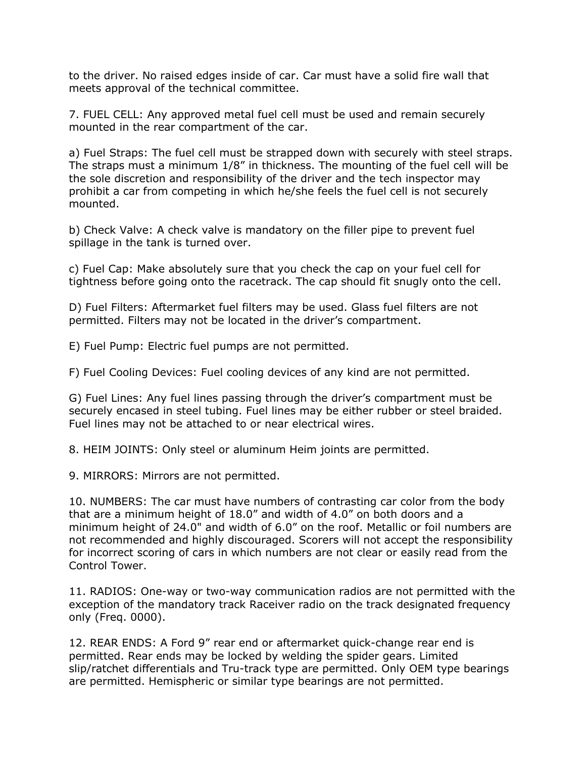to the driver. No raised edges inside of car. Car must have a solid fire wall that meets approval of the technical committee.

7. FUEL CELL: Any approved metal fuel cell must be used and remain securely mounted in the rear compartment of the car.

a) Fuel Straps: The fuel cell must be strapped down with securely with steel straps. The straps must a minimum 1/8" in thickness. The mounting of the fuel cell will be the sole discretion and responsibility of the driver and the tech inspector may prohibit a car from competing in which he/she feels the fuel cell is not securely mounted.

b) Check Valve: A check valve is mandatory on the filler pipe to prevent fuel spillage in the tank is turned over.

c) Fuel Cap: Make absolutely sure that you check the cap on your fuel cell for tightness before going onto the racetrack. The cap should fit snugly onto the cell.

D) Fuel Filters: Aftermarket fuel filters may be used. Glass fuel filters are not permitted. Filters may not be located in the driver's compartment.

E) Fuel Pump: Electric fuel pumps are not permitted.

F) Fuel Cooling Devices: Fuel cooling devices of any kind are not permitted.

G) Fuel Lines: Any fuel lines passing through the driver's compartment must be securely encased in steel tubing. Fuel lines may be either rubber or steel braided. Fuel lines may not be attached to or near electrical wires.

8. HEIM JOINTS: Only steel or aluminum Heim joints are permitted.

9. MIRRORS: Mirrors are not permitted.

10. NUMBERS: The car must have numbers of contrasting car color from the body that are a minimum height of 18.0" and width of 4.0" on both doors and a minimum height of 24.0" and width of 6.0" on the roof. Metallic or foil numbers are not recommended and highly discouraged. Scorers will not accept the responsibility for incorrect scoring of cars in which numbers are not clear or easily read from the Control Tower.

11. RADIOS: One-way or two-way communication radios are not permitted with the exception of the mandatory track Raceiver radio on the track designated frequency only (Freq. 0000).

12. REAR ENDS: A Ford 9" rear end or aftermarket quick-change rear end is permitted. Rear ends may be locked by welding the spider gears. Limited slip/ratchet differentials and Tru-track type are permitted. Only OEM type bearings are permitted. Hemispheric or similar type bearings are not permitted.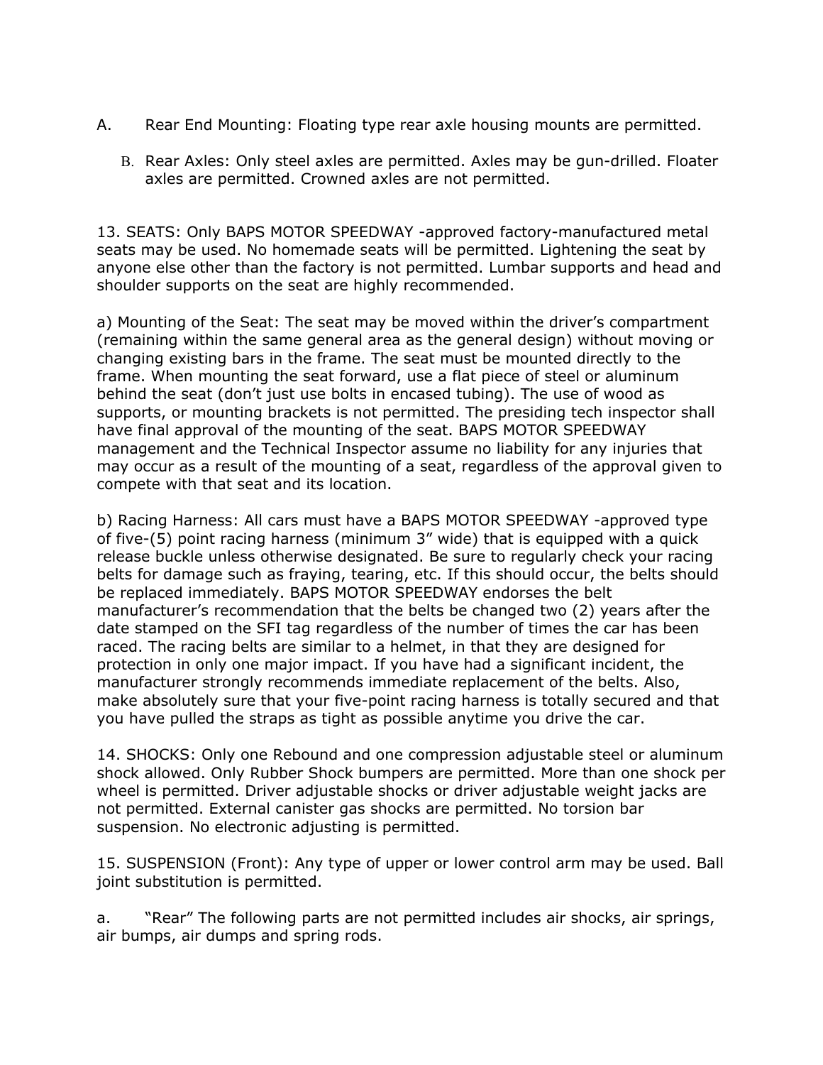A. Rear End Mounting: Floating type rear axle housing mounts are permitted.

B. Rear Axles: Only steel axles are permitted. Axles may be gun-drilled. Floater axles are permitted. Crowned axles are not permitted.

13. SEATS: Only BAPS MOTOR SPEEDWAY -approved factory-manufactured metal seats may be used. No homemade seats will be permitted. Lightening the seat by anyone else other than the factory is not permitted. Lumbar supports and head and shoulder supports on the seat are highly recommended.

a) Mounting of the Seat: The seat may be moved within the driver's compartment (remaining within the same general area as the general design) without moving or changing existing bars in the frame. The seat must be mounted directly to the frame. When mounting the seat forward, use a flat piece of steel or aluminum behind the seat (don't just use bolts in encased tubing). The use of wood as supports, or mounting brackets is not permitted. The presiding tech inspector shall have final approval of the mounting of the seat. BAPS MOTOR SPEEDWAY management and the Technical Inspector assume no liability for any injuries that may occur as a result of the mounting of a seat, regardless of the approval given to compete with that seat and its location.

b) Racing Harness: All cars must have a BAPS MOTOR SPEEDWAY -approved type of five-(5) point racing harness (minimum 3" wide) that is equipped with a quick release buckle unless otherwise designated. Be sure to regularly check your racing belts for damage such as fraying, tearing, etc. If this should occur, the belts should be replaced immediately. BAPS MOTOR SPEEDWAY endorses the belt manufacturer's recommendation that the belts be changed two (2) years after the date stamped on the SFI tag regardless of the number of times the car has been raced. The racing belts are similar to a helmet, in that they are designed for protection in only one major impact. If you have had a significant incident, the manufacturer strongly recommends immediate replacement of the belts. Also, make absolutely sure that your five-point racing harness is totally secured and that you have pulled the straps as tight as possible anytime you drive the car.

14. SHOCKS: Only one Rebound and one compression adjustable steel or aluminum shock allowed. Only Rubber Shock bumpers are permitted. More than one shock per wheel is permitted. Driver adjustable shocks or driver adjustable weight jacks are not permitted. External canister gas shocks are permitted. No torsion bar suspension. No electronic adjusting is permitted.

15. SUSPENSION (Front): Any type of upper or lower control arm may be used. Ball joint substitution is permitted.

a. "Rear" The following parts are not permitted includes air shocks, air springs, air bumps, air dumps and spring rods.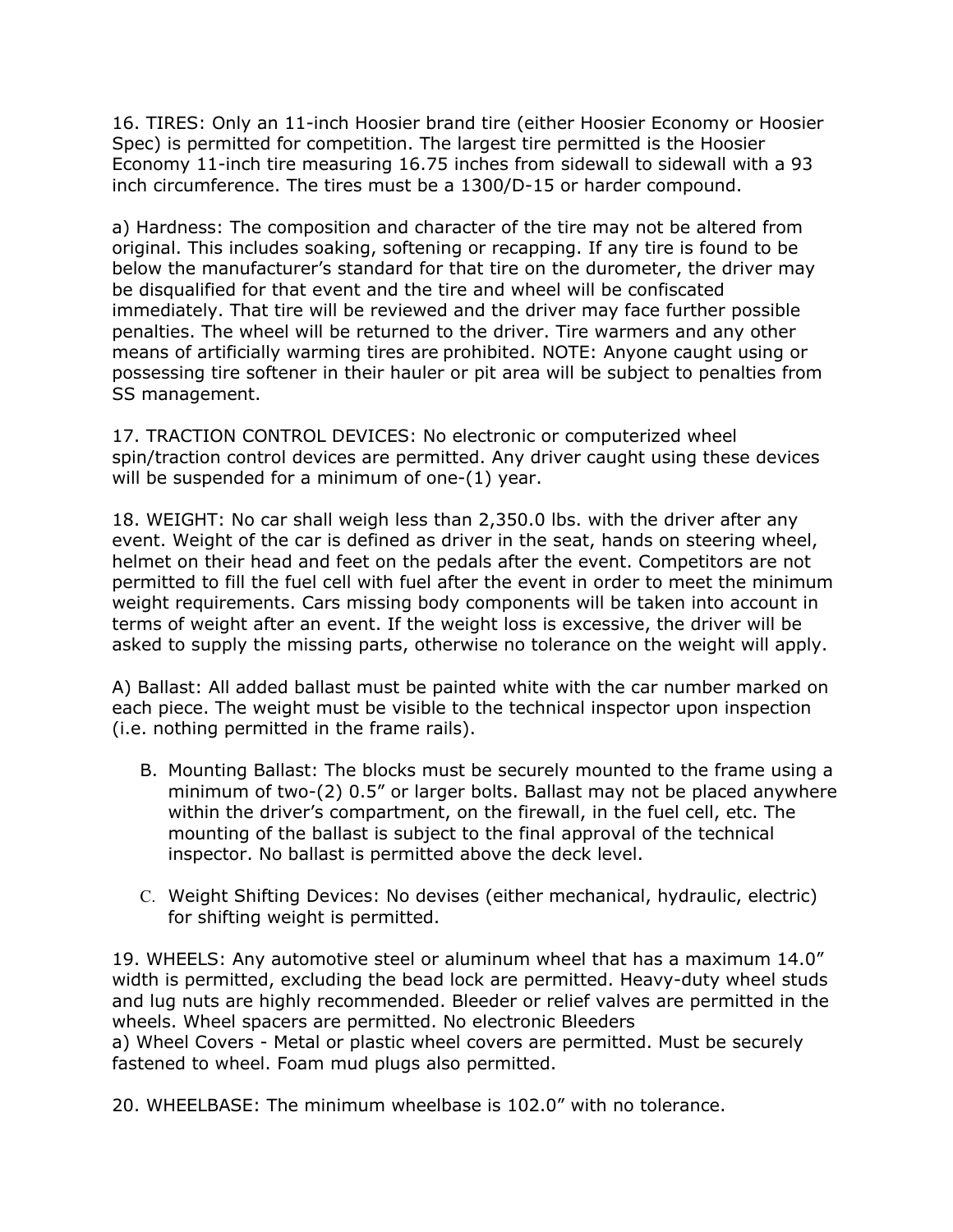16. TIRES: Only an 11-inch Hoosier brand tire (either Hoosier Economy or Hoosier Spec) is permitted for competition. The largest tire permitted is the Hoosier Economy 11-inch tire measuring 16.75 inches from sidewall to sidewall with a 93 inch circumference. The tires must be a 1300/D-15 or harder compound.

a) Hardness: The composition and character of the tire may not be altered from original. This includes soaking, softening or recapping. If any tire is found to be below the manufacturer's standard for that tire on the durometer, the driver may be disqualified for that event and the tire and wheel will be confiscated immediately. That tire will be reviewed and the driver may face further possible penalties. The wheel will be returned to the driver. Tire warmers and any other means of artificially warming tires are prohibited. NOTE: Anyone caught using or possessing tire softener in their hauler or pit area will be subject to penalties from SS management.

17. TRACTION CONTROL DEVICES: No electronic or computerized wheel spin/traction control devices are permitted. Any driver caught using these devices will be suspended for a minimum of one-(1) year.

18. WEIGHT: No car shall weigh less than 2,350.0 lbs. with the driver after any event. Weight of the car is defined as driver in the seat, hands on steering wheel, helmet on their head and feet on the pedals after the event. Competitors are not permitted to fill the fuel cell with fuel after the event in order to meet the minimum weight requirements. Cars missing body components will be taken into account in terms of weight after an event. If the weight loss is excessive, the driver will be asked to supply the missing parts, otherwise no tolerance on the weight will apply.

A) Ballast: All added ballast must be painted white with the car number marked on each piece. The weight must be visible to the technical inspector upon inspection (i.e. nothing permitted in the frame rails).

B. Mounting Ballast: The blocks must be securely mounted to the frame using a minimum of two-(2) 0.5" or larger bolts. Ballast may not be placed anywhere within the driver's compartment, on the firewall, in the fuel cell, etc. The mounting of the ballast is subject to the final approval of the technical inspector. No ballast is permitted above the deck level.

C. Weight Shifting Devices: No devises (either mechanical, hydraulic, electric) for shifting weight is permitted.

19. WHEELS: Any automotive steel or aluminum wheel that has a maximum 14.0" width is permitted, excluding the bead lock are permitted. Heavy-duty wheel studs and lug nuts are highly recommended. Bleeder or relief valves are permitted in the wheels. Wheel spacers are permitted. No electronic Bleeders

a) Wheel Covers - Metal or plastic wheel covers are permitted. Must be securely fastened to wheel. Foam mud plugs also permitted.

20. WHEELBASE: The minimum wheelbase is 102.0" with no tolerance.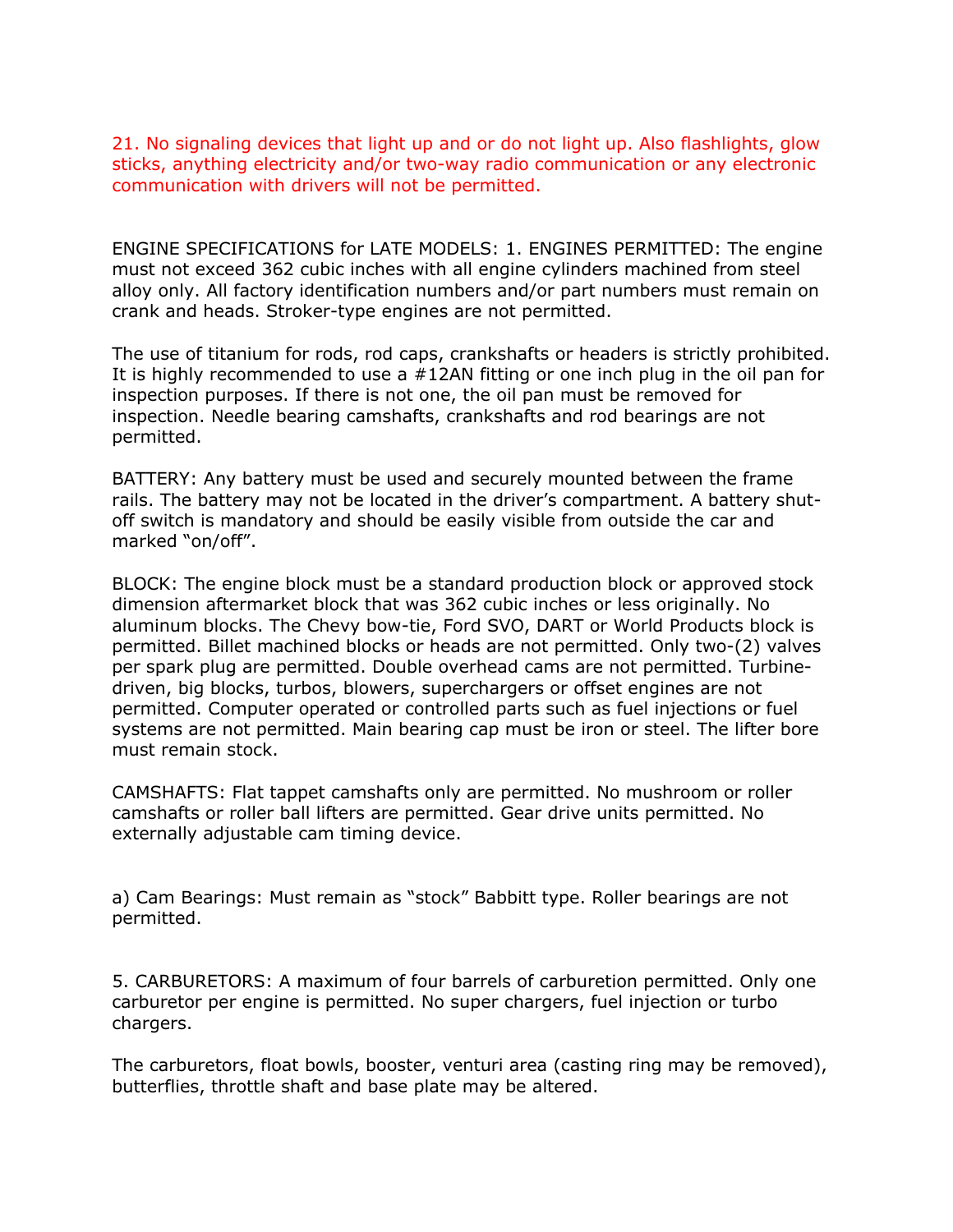21. No signaling devices that light up and or do not light up. Also flashlights, glow sticks, anything electricity and/or two-way radio communication or any electronic communication with drivers will not be permitted.

ENGINE SPECIFICATIONS for LATE MODELS: 1. ENGINES PERMITTED: The engine must not exceed 362 cubic inches with all engine cylinders machined from steel alloy only. All factory identification numbers and/or part numbers must remain on crank and heads. Stroker-type engines are not permitted.

The use of titanium for rods, rod caps, crankshafts or headers is strictly prohibited. It is highly recommended to use a #12AN fitting or one inch plug in the oil pan for inspection purposes. If there is not one, the oil pan must be removed for inspection. Needle bearing camshafts, crankshafts and rod bearings are not permitted.

BATTERY: Any battery must be used and securely mounted between the frame rails. The battery may not be located in the driver's compartment. A battery shut-off switch is mandatory and should be easily visible from outside the car and marked "on/off".

BLOCK: The engine block must be a standard production block or approved stock dimension aftermarket block that was 362 cubic inches or less originally. No aluminum blocks. The Chevy bow-tie, Ford SVO, DART or World Products block is permitted. Billet machined blocks or heads are not permitted. Only two-(2) valves per spark plug are permitted. Double overhead cams are not permitted. Turbine-driven, big blocks, turbos, blowers, superchargers or offset engines are not permitted. Computer operated or controlled parts such as fuel injections or fuel systems are not permitted. Main bearing cap must be iron or steel. The lifter bore must remain stock.

CAMSHAFTS: Flat tappet camshafts only are permitted. No mushroom or roller camshafts or roller ball lifters are permitted. Gear drive units permitted. No externally adjustable cam timing device.

a) Cam Bearings: Must remain as "stock" Babbitt type. Roller bearings are not permitted.

5. CARBURETORS: A maximum of four barrels of carburetion permitted. Only one carburetor per engine is permitted. No super chargers, fuel injection or turbo chargers.

The carburetors, float bowls, booster, venturi area (casting ring may be removed), butterflies, throttle shaft and base plate may be altered.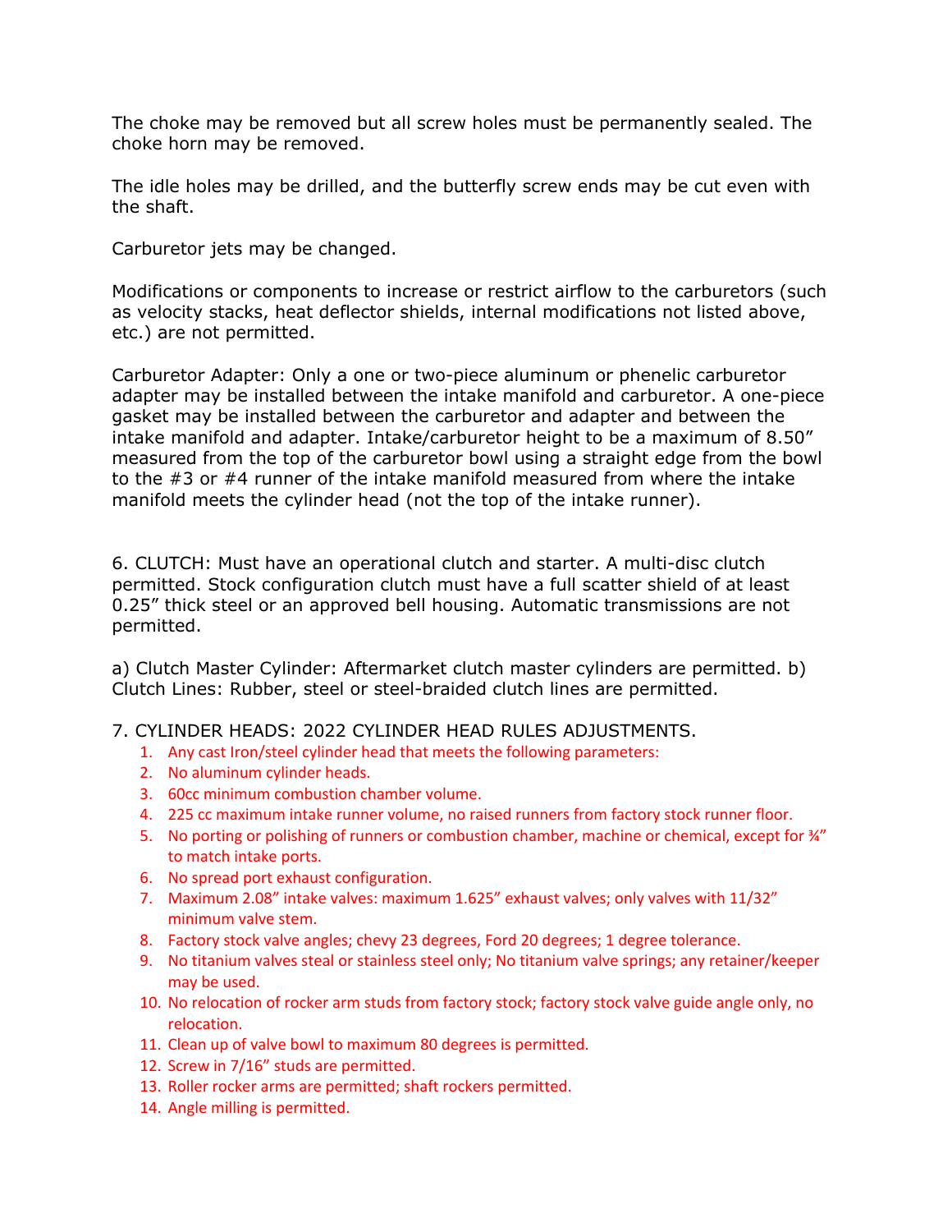The choke may be removed but all screw holes must be permanently sealed. The choke horn may be removed.

The idle holes may be drilled, and the butterfly screw ends may be cut even with the shaft.

Carburetor jets may be changed.

Modifications or components to increase or restrict airflow to the carburetors (such as velocity stacks, heat deflector shields, internal modifications not listed above, etc.) are not permitted.

Carburetor Adapter: Only a one or two-piece aluminum or phenelic carburetor adapter may be installed between the intake manifold and carburetor. A one-piece gasket may be installed between the carburetor and adapter and between the intake manifold and adapter. Intake/carburetor height to be a maximum of 8.50” measured from the top of the carburetor bowl using a straight edge from the bowl to the #3 or #4 runner of the intake manifold measured from where the intake manifold meets the cylinder head (not the top of the intake runner).

6. CLUTCH: Must have an operational clutch and starter. A multi-disc clutch permitted. Stock configuration clutch must have a full scatter shield of at least 0.25” thick steel or an approved bell housing. Automatic transmissions are not permitted.

a) Clutch Master Cylinder: Aftermarket clutch master cylinders are permitted. b) Clutch Lines: Rubber, steel or steel-braided clutch lines are permitted.

7. CYLINDER HEADS: 2022 CYLINDER HEAD RULES ADJUSTMENTS.

1. Any cast Iron/steel cylinder head that meets the following parameters:
2. No aluminum cylinder heads.
3. 60cc minimum combustion chamber volume.
4. 225 cc maximum intake runner volume, no raised runners from factory stock runner floor.
5. No porting or polishing of runners or combustion chamber, machine or chemical, except for ¾” to match intake ports.
6. No spread port exhaust configuration.
7. Maximum 2.08” intake valves: maximum 1.625” exhaust valves; only valves with 11/32” minimum valve stem.
8. Factory stock valve angles; chevy 23 degrees, Ford 20 degrees; 1 degree tolerance.
9. No titanium valves steal or stainless steel only; No titanium valve springs; any retainer/keeper may be used.
10. No relocation of rocker arm studs from factory stock; factory stock valve guide angle only, no relocation.
11. Clean up of valve bowl to maximum 80 degrees is permitted.
12. Screw in 7/16” studs are permitted.
13. Roller rocker arms are permitted; shaft rockers permitted.
14. Angle milling is permitted.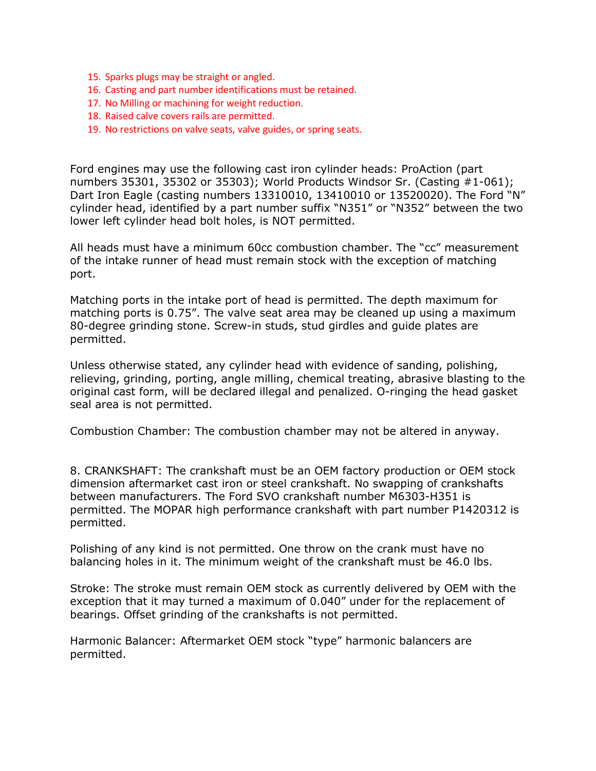15. Sparks plugs may be straight or angled.
16. Casting and part number identifications must be retained.
17. No Milling or machining for weight reduction.
18. Raised calve covers rails are permitted.
19. No restrictions on valve seats, valve guides, or spring seats.

Ford engines may use the following cast iron cylinder heads: ProAction (part numbers 35301, 35302 or 35303); World Products Windsor Sr. (Casting #1-061); Dart Iron Eagle (casting numbers 13310010, 13410010 or 13520020). The Ford "N" cylinder head, identified by a part number suffix "N351" or "N352" between the two lower left cylinder head bolt holes, is NOT permitted.

All heads must have a minimum 60cc combustion chamber. The "cc" measurement of the intake runner of head must remain stock with the exception of matching port.

Matching ports in the intake port of head is permitted. The depth maximum for matching ports is 0.75". The valve seat area may be cleaned up using a maximum 80-degree grinding stone. Screw-in studs, stud girdles and guide plates are permitted.

Unless otherwise stated, any cylinder head with evidence of sanding, polishing, relieving, grinding, porting, angle milling, chemical treating, abrasive blasting to the original cast form, will be declared illegal and penalized. O-ringing the head gasket seal area is not permitted.

Combustion Chamber: The combustion chamber may not be altered in anyway.

8. CRANKSHAFT: The crankshaft must be an OEM factory production or OEM stock dimension aftermarket cast iron or steel crankshaft. No swapping of crankshafts between manufacturers. The Ford SVO crankshaft number M6303-H351 is permitted. The MOPAR high performance crankshaft with part number P1420312 is permitted.

Polishing of any kind is not permitted. One throw on the crank must have no balancing holes in it. The minimum weight of the crankshaft must be 46.0 lbs.

Stroke: The stroke must remain OEM stock as currently delivered by OEM with the exception that it may turned a maximum of 0.040" under for the replacement of bearings. Offset grinding of the crankshafts is not permitted.

Harmonic Balancer: Aftermarket OEM stock "type" harmonic balancers are permitted.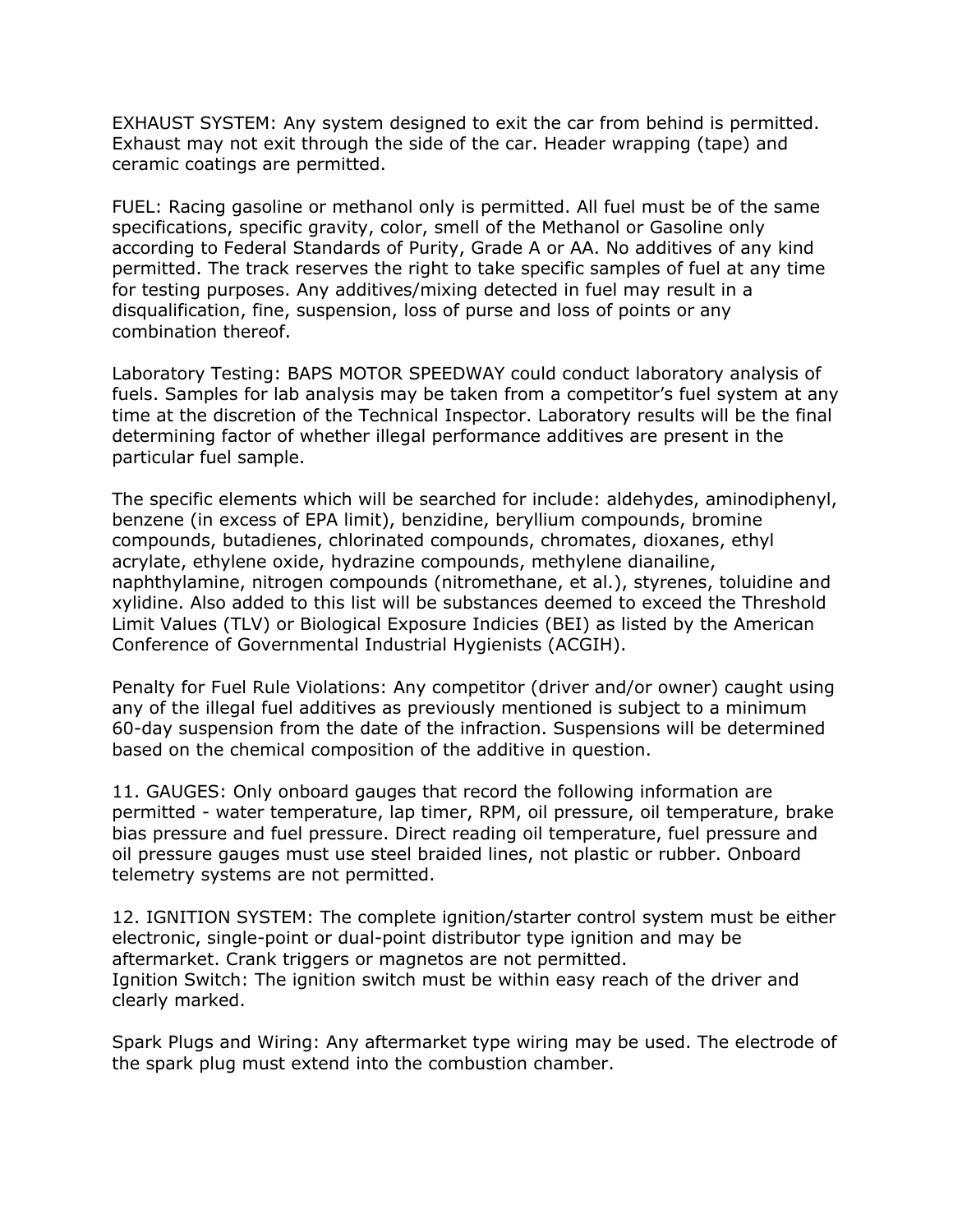EXHAUST SYSTEM: Any system designed to exit the car from behind is permitted. Exhaust may not exit through the side of the car. Header wrapping (tape) and ceramic coatings are permitted.

FUEL: Racing gasoline or methanol only is permitted. All fuel must be of the same specifications, specific gravity, color, smell of the Methanol or Gasoline only according to Federal Standards of Purity, Grade A or AA. No additives of any kind permitted. The track reserves the right to take specific samples of fuel at any time for testing purposes. Any additives/mixing detected in fuel may result in a disqualification, fine, suspension, loss of purse and loss of points or any combination thereof.

Laboratory Testing: BAPS MOTOR SPEEDWAY could conduct laboratory analysis of fuels. Samples for lab analysis may be taken from a competitor's fuel system at any time at the discretion of the Technical Inspector. Laboratory results will be the final determining factor of whether illegal performance additives are present in the particular fuel sample.

The specific elements which will be searched for include: aldehydes, aminodiphenyl, benzene (in excess of EPA limit), benzidine, beryllium compounds, bromine compounds, butadienes, chlorinated compounds, chromates, dioxanes, ethyl acrylate, ethylene oxide, hydrazine compounds, methylene dianailine, naphthylamine, nitrogen compounds (nitromethane, et al.), styrenes, toluidine and xylidine. Also added to this list will be substances deemed to exceed the Threshold Limit Values (TLV) or Biological Exposure Indicies (BEI) as listed by the American Conference of Governmental Industrial Hygienists (ACGIH).

Penalty for Fuel Rule Violations: Any competitor (driver and/or owner) caught using any of the illegal fuel additives as previously mentioned is subject to a minimum 60-day suspension from the date of the infraction. Suspensions will be determined based on the chemical composition of the additive in question.

11. GAUGES: Only onboard gauges that record the following information are permitted - water temperature, lap timer, RPM, oil pressure, oil temperature, brake bias pressure and fuel pressure. Direct reading oil temperature, fuel pressure and oil pressure gauges must use steel braided lines, not plastic or rubber. Onboard telemetry systems are not permitted.

12. IGNITION SYSTEM: The complete ignition/starter control system must be either electronic, single-point or dual-point distributor type ignition and may be aftermarket. Crank triggers or magnetos are not permitted.
Ignition Switch: The ignition switch must be within easy reach of the driver and clearly marked.

Spark Plugs and Wiring: Any aftermarket type wiring may be used. The electrode of the spark plug must extend into the combustion chamber.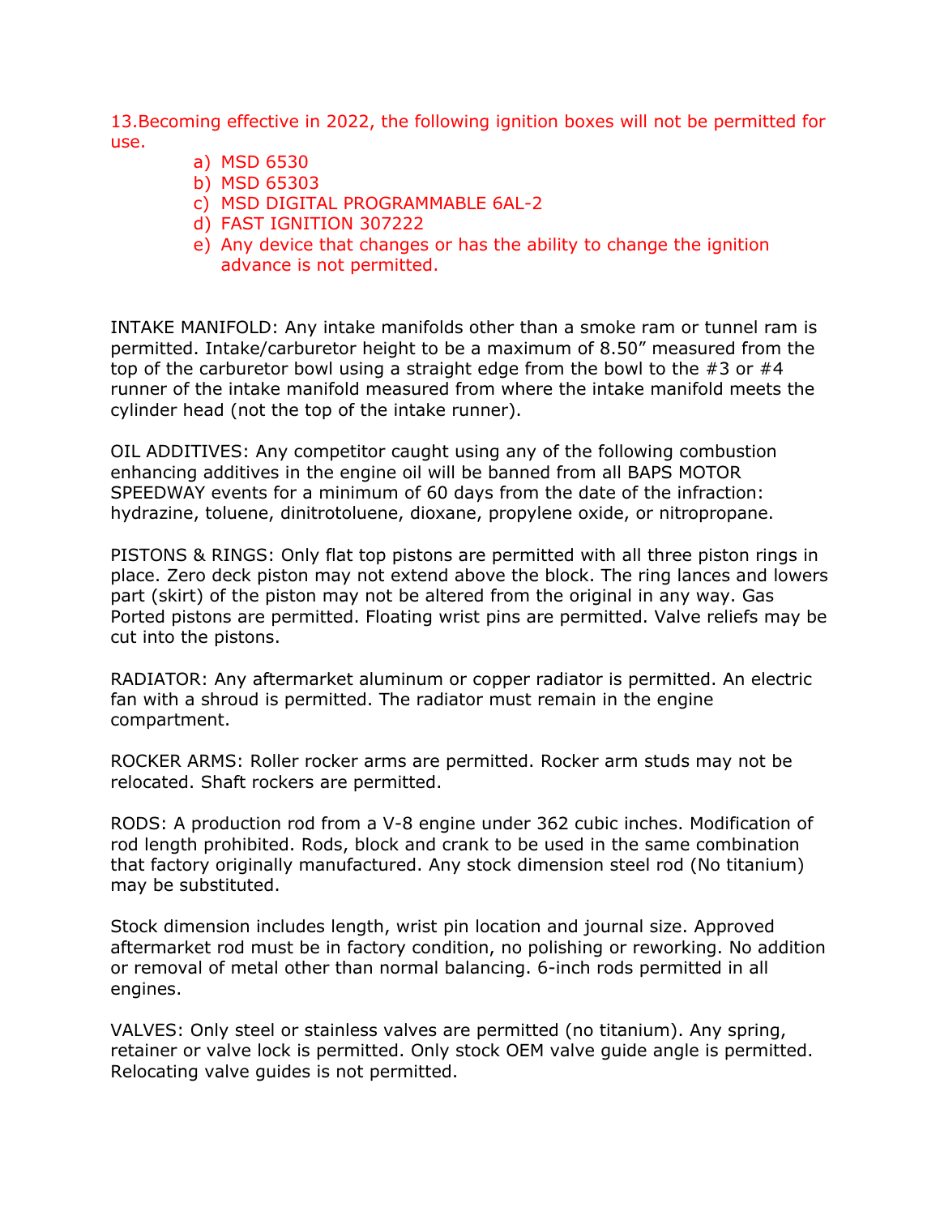13.Becoming effective in 2022, the following ignition boxes will not be permitted for use.

a) MSD 6530
b) MSD 65303
c) MSD DIGITAL PROGRAMMABLE 6AL-2
d) FAST IGNITION 307222
e) Any device that changes or has the ability to change the ignition advance is not permitted.

INTAKE MANIFOLD: Any intake manifolds other than a smoke ram or tunnel ram is permitted. Intake/carburetor height to be a maximum of 8.50" measured from the top of the carburetor bowl using a straight edge from the bowl to the #3 or #4 runner of the intake manifold measured from where the intake manifold meets the cylinder head (not the top of the intake runner).

OIL ADDITIVES: Any competitor caught using any of the following combustion enhancing additives in the engine oil will be banned from all BAPS MOTOR SPEEDWAY events for a minimum of 60 days from the date of the infraction: hydrazine, toluene, dinitrotoluene, dioxane, propylene oxide, or nitropropane.

PISTONS & RINGS: Only flat top pistons are permitted with all three piston rings in place. Zero deck piston may not extend above the block. The ring lances and lowers part (skirt) of the piston may not be altered from the original in any way. Gas Ported pistons are permitted. Floating wrist pins are permitted. Valve reliefs may be cut into the pistons.

RADIATOR: Any aftermarket aluminum or copper radiator is permitted. An electric fan with a shroud is permitted. The radiator must remain in the engine compartment.

ROCKER ARMS: Roller rocker arms are permitted. Rocker arm studs may not be relocated. Shaft rockers are permitted.

RODS: A production rod from a V-8 engine under 362 cubic inches. Modification of rod length prohibited. Rods, block and crank to be used in the same combination that factory originally manufactured. Any stock dimension steel rod (No titanium) may be substituted.

Stock dimension includes length, wrist pin location and journal size. Approved aftermarket rod must be in factory condition, no polishing or reworking. No addition or removal of metal other than normal balancing. 6-inch rods permitted in all engines.

VALVES: Only steel or stainless valves are permitted (no titanium). Any spring, retainer or valve lock is permitted. Only stock OEM valve guide angle is permitted. Relocating valve guides is not permitted.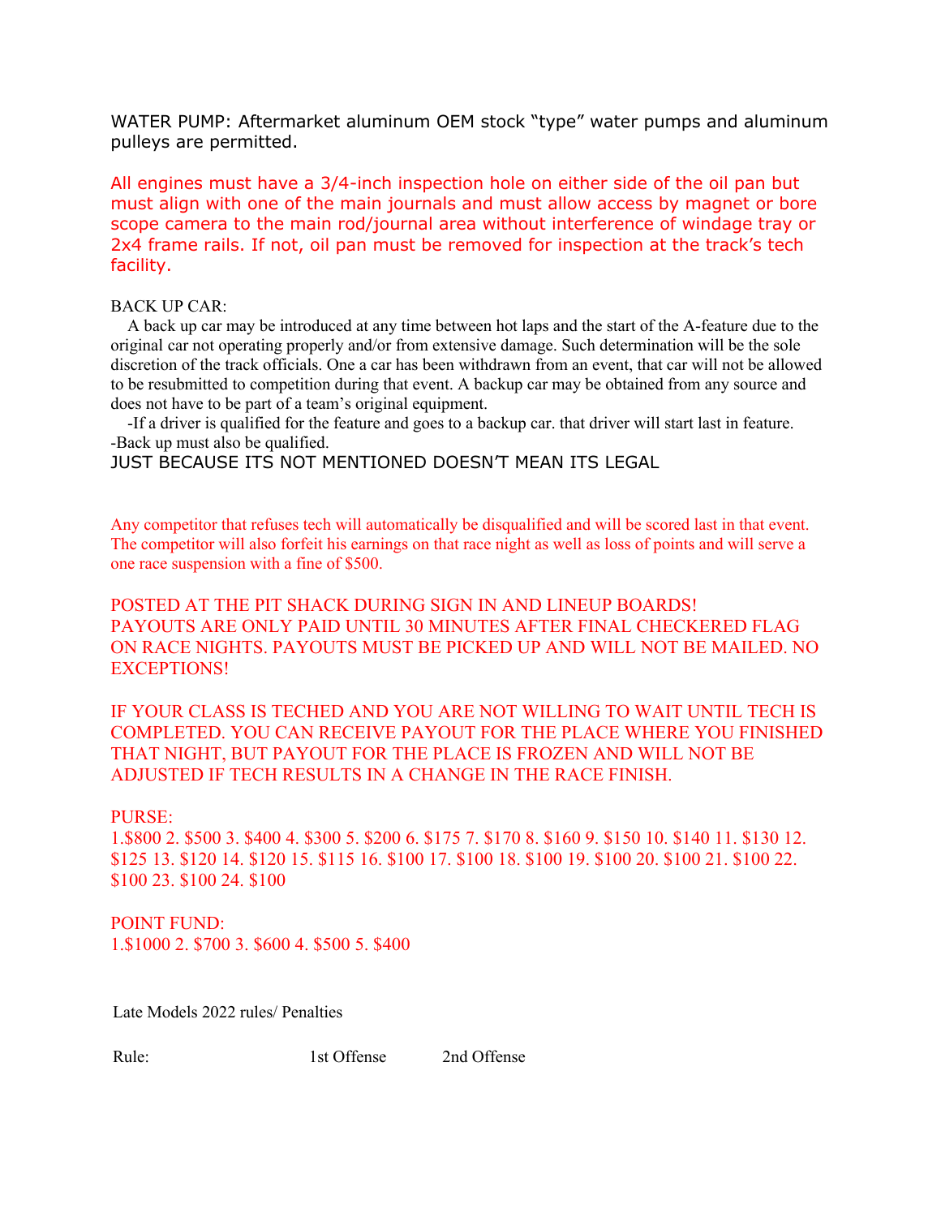WATER PUMP: Aftermarket aluminum OEM stock "type" water pumps and aluminum pulleys are permitted.

All engines must have a 3/4-inch inspection hole on either side of the oil pan but must align with one of the main journals and must allow access by magnet or bore scope camera to the main rod/journal area without interference of windage tray or 2x4 frame rails. If not, oil pan must be removed for inspection at the track's tech facility.

BACK UP CAR:

A back up car may be introduced at any time between hot laps and the start of the A-feature due to the original car not operating properly and/or from extensive damage. Such determination will be the sole discretion of the track officials. One a car has been withdrawn from an event, that car will not be allowed to be resubmitted to competition during that event. A backup car may be obtained from any source and does not have to be part of a team's original equipment.

-If a driver is qualified for the feature and goes to a backup car. that driver will start last in feature.
-Back up must also be qualified.

JUST BECAUSE ITS NOT MENTIONED DOESN'T MEAN ITS LEGAL

Any competitor that refuses tech will automatically be disqualified and will be scored last in that event. The competitor will also forfeit his earnings on that race night as well as loss of points and will serve a one race suspension with a fine of $500.

POSTED AT THE PIT SHACK DURING SIGN IN AND LINEUP BOARDS!
PAYOUTS ARE ONLY PAID UNTIL 30 MINUTES AFTER FINAL CHECKERED FLAG ON RACE NIGHTS. PAYOUTS MUST BE PICKED UP AND WILL NOT BE MAILED. NO EXCEPTIONS!

IF YOUR CLASS IS TECHED AND YOU ARE NOT WILLING TO WAIT UNTIL TECH IS COMPLETED. YOU CAN RECEIVE PAYOUT FOR THE PLACE WHERE YOU FINISHED THAT NIGHT, BUT PAYOUT FOR THE PLACE IS FROZEN AND WILL NOT BE ADJUSTED IF TECH RESULTS IN A CHANGE IN THE RACE FINISH.

PURSE:
1.$800 2. $500 3. $400 4. $300 5. $200 6. $175 7. $170 8. $160 9. $150 10. $140 11. $130 12. $125 13. $120 14. $120 15. $115 16. $100 17. $100 18. $100 19. $100 20. $100 21. $100 22. $100 23. $100 24. $100

POINT FUND:
1.$1000 2. $700 3. $600 4. $500 5. $400

Late Models 2022 rules/ Penalties

| Rule: | 1st Offense | 2nd Offense |
| --- | --- | --- |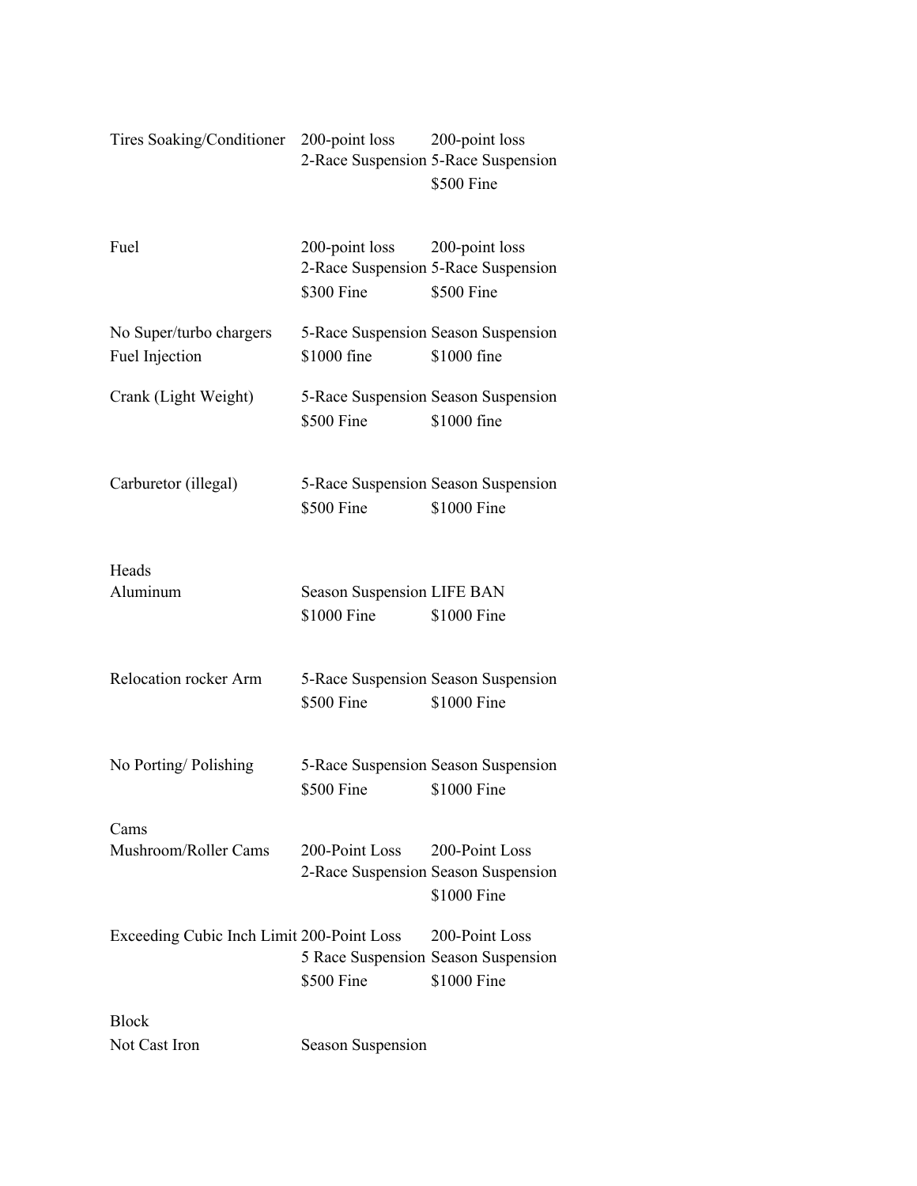| | | |
|---|---|---|
| Tires Soaking/Conditioner | 200-point loss<br>2-Race Suspension | 200-point loss<br>5-Race Suspension<br>$500 Fine |
| Fuel | 200-point loss<br>2-Race Suspension<br>$300 Fine | 200-point loss<br>5-Race Suspension<br>$500 Fine |
| No Super/turbo chargers<br>Fuel Injection | 5-Race Suspension<br>$1000 fine | Season Suspension<br>$1000 fine |
| Crank (Light Weight) | 5-Race Suspension<br>$500 Fine | Season Suspension<br>$1000 fine |
| Carburetor (illegal) | 5-Race Suspension<br>$500 Fine | Season Suspension<br>$1000 Fine |
| Heads<br>Aluminum | Season Suspension<br>$1000 Fine | LIFE BAN<br>$1000 Fine |
| Relocation rocker Arm | 5-Race Suspension<br>$500 Fine | Season Suspension<br>$1000 Fine |
| No Porting/ Polishing | 5-Race Suspension<br>$500 Fine | Season Suspension<br>$1000 Fine |
| Cams<br>Mushroom/Roller Cams | 200-Point Loss<br>2-Race Suspension | 200-Point Loss<br>Season Suspension<br>$1000 Fine |
| Exceeding Cubic Inch Limit | 200-Point Loss<br>5 Race Suspension<br>$500 Fine | 200-Point Loss<br>Season Suspension<br>$1000 Fine |
| Block<br>Not Cast Iron | Season Suspension | |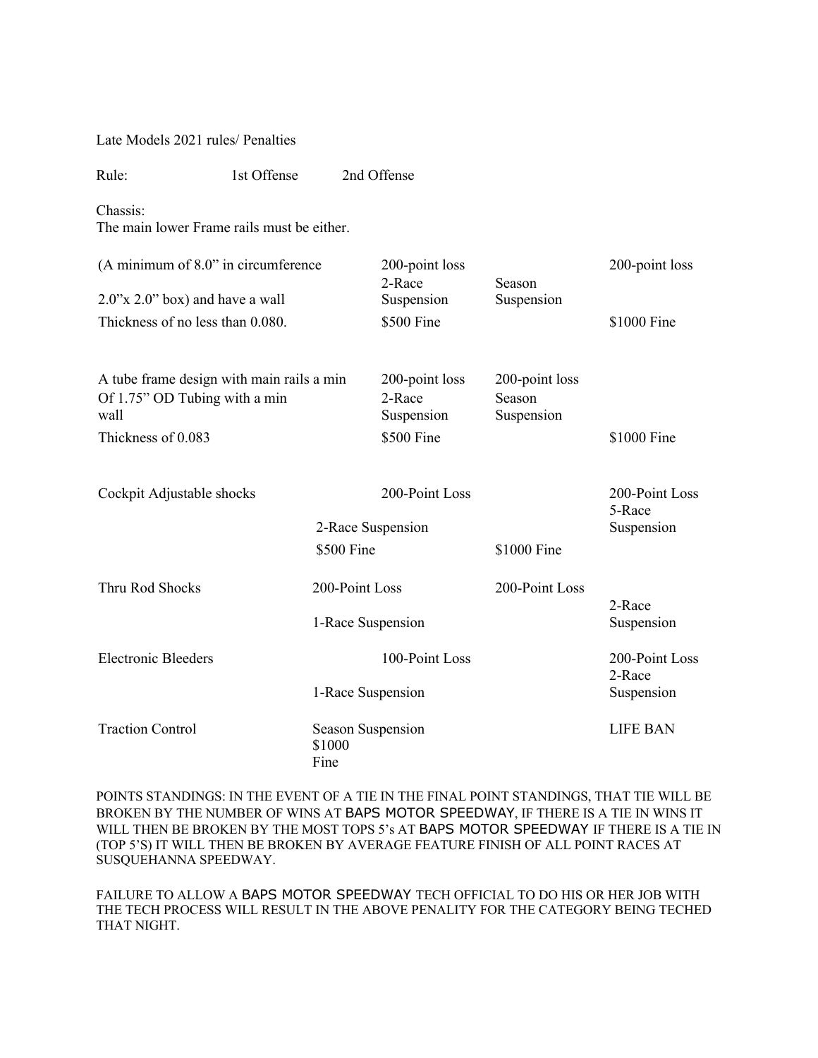Late Models 2021 rules/ Penalties

| Rule: | 1st Offense | 2nd Offense |
| --- | --- | --- |

Chassis:
The main lower Frame rails must be either.

| Rule | 1st Offense | | 2nd Offense |
| --- | --- | --- | --- |
| (A minimum of 8.0" in circumference 2.0"x 2.0" box) and have a wall Thickness of no less than 0.080. | 200-point loss 2-Race Suspension $500 Fine | Season Suspension | 200-point loss $1000 Fine |
| A tube frame design with main rails a min Of 1.75" OD Tubing with a min wall Thickness of 0.083 | 200-point loss 2-Race Suspension $500 Fine | 200-point loss Season Suspension | $1000 Fine |
| Cockpit Adjustable shocks | 200-Point Loss 2-Race Suspension $500 Fine | $1000 Fine | 200-Point Loss 5-Race Suspension |
| Thru Rod Shocks | 200-Point Loss 1-Race Suspension | 200-Point Loss | 2-Race Suspension |
| Electronic Bleeders | 100-Point Loss 1-Race Suspension | | 200-Point Loss 2-Race Suspension |
| Traction Control | Season Suspension $1000 Fine | | LIFE BAN |

POINTS STANDINGS: IN THE EVENT OF A TIE IN THE FINAL POINT STANDINGS, THAT TIE WILL BE BROKEN BY THE NUMBER OF WINS AT BAPS MOTOR SPEEDWAY, IF THERE IS A TIE IN WINS IT WILL THEN BE BROKEN BY THE MOST TOPS 5's AT BAPS MOTOR SPEEDWAY IF THERE IS A TIE IN (TOP 5'S) IT WILL THEN BE BROKEN BY AVERAGE FEATURE FINISH OF ALL POINT RACES AT SUSQUEHANNA SPEEDWAY.

FAILURE TO ALLOW A BAPS MOTOR SPEEDWAY TECH OFFICIAL TO DO HIS OR HER JOB WITH THE TECH PROCESS WILL RESULT IN THE ABOVE PENALITY FOR THE CATEGORY BEING TECHED THAT NIGHT.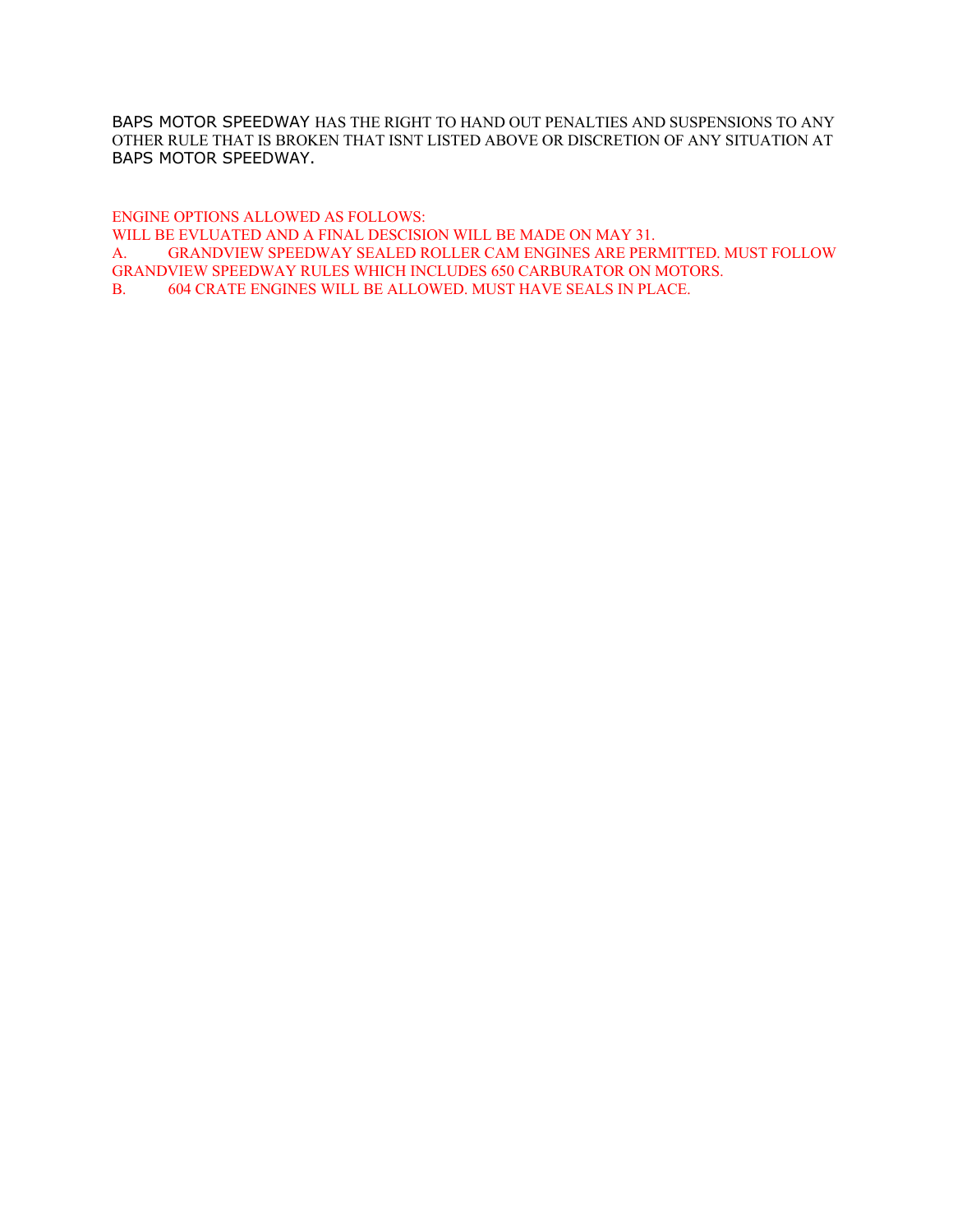BAPS MOTOR SPEEDWAY HAS THE RIGHT TO HAND OUT PENALTIES AND SUSPENSIONS TO ANY OTHER RULE THAT IS BROKEN THAT ISNT LISTED ABOVE OR DISCRETION OF ANY SITUATION AT BAPS MOTOR SPEEDWAY.

ENGINE OPTIONS ALLOWED AS FOLLOWS:
WILL BE EVLUATED AND A FINAL DESCISION WILL BE MADE ON MAY 31.

A. GRANDVIEW SPEEDWAY SEALED ROLLER CAM ENGINES ARE PERMITTED. MUST FOLLOW GRANDVIEW SPEEDWAY RULES WHICH INCLUDES 650 CARBURATOR ON MOTORS.

B. 604 CRATE ENGINES WILL BE ALLOWED. MUST HAVE SEALS IN PLACE.